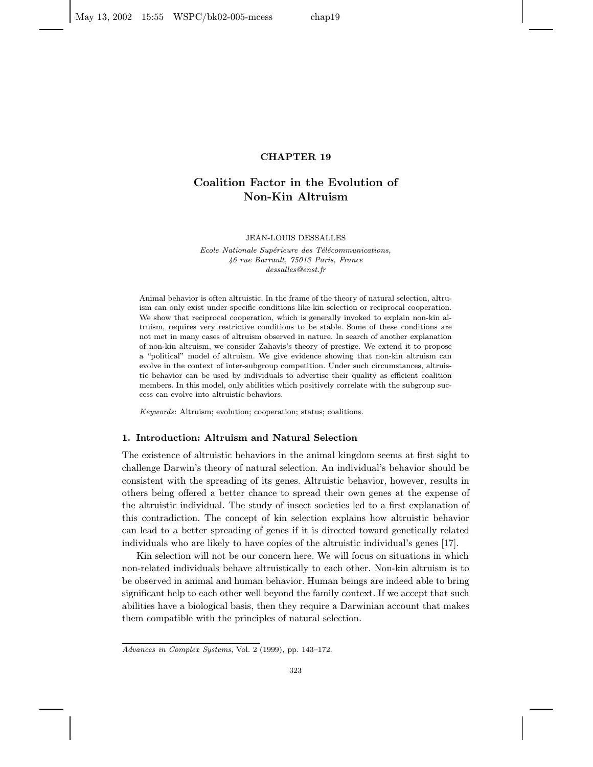# CHAPTER 19

# Coalition Factor in the Evolution of Non-Kin Altruism

JEAN-LOUIS DESSALLES

*Ecole Nationale Supérieure des Télécommunications,*
*46 rue Barrault, 75013 Paris, France*
*dessalles@enst.fr*

Animal behavior is often altruistic. In the frame of the theory of natural selection, altruism can only exist under specific conditions like kin selection or reciprocal cooperation. We show that reciprocal cooperation, which is generally invoked to explain non-kin altruism, requires very restrictive conditions to be stable. Some of these conditions are not met in many cases of altruism observed in nature. In search of another explanation of non-kin altruism, we consider Zahavis's theory of prestige. We extend it to propose a "political" model of altruism. We give evidence showing that non-kin altruism can evolve in the context of inter-subgroup competition. Under such circumstances, altruistic behavior can be used by individuals to advertise their quality as efficient coalition members. In this model, only abilities which positively correlate with the subgroup success can evolve into altruistic behaviors.

*Keywords*: Altruism; evolution; cooperation; status; coalitions.

## 1. Introduction: Altruism and Natural Selection

The existence of altruistic behaviors in the animal kingdom seems at first sight to challenge Darwin's theory of natural selection. An individual's behavior should be consistent with the spreading of its genes. Altruistic behavior, however, results in others being offered a better chance to spread their own genes at the expense of the altruistic individual. The study of insect societies led to a first explanation of this contradiction. The concept of kin selection explains how altruistic behavior can lead to a better spreading of genes if it is directed toward genetically related individuals who are likely to have copies of the altruistic individual's genes [17].

Kin selection will not be our concern here. We will focus on situations in which non-related individuals behave altruistically to each other. Non-kin altruism is to be observed in animal and human behavior. Human beings are indeed able to bring significant help to each other well beyond the family context. If we accept that such abilities have a biological basis, then they require a Darwinian account that makes them compatible with the principles of natural selection.

*Advances in Complex Systems*, Vol. 2 (1999), pp. 143–172.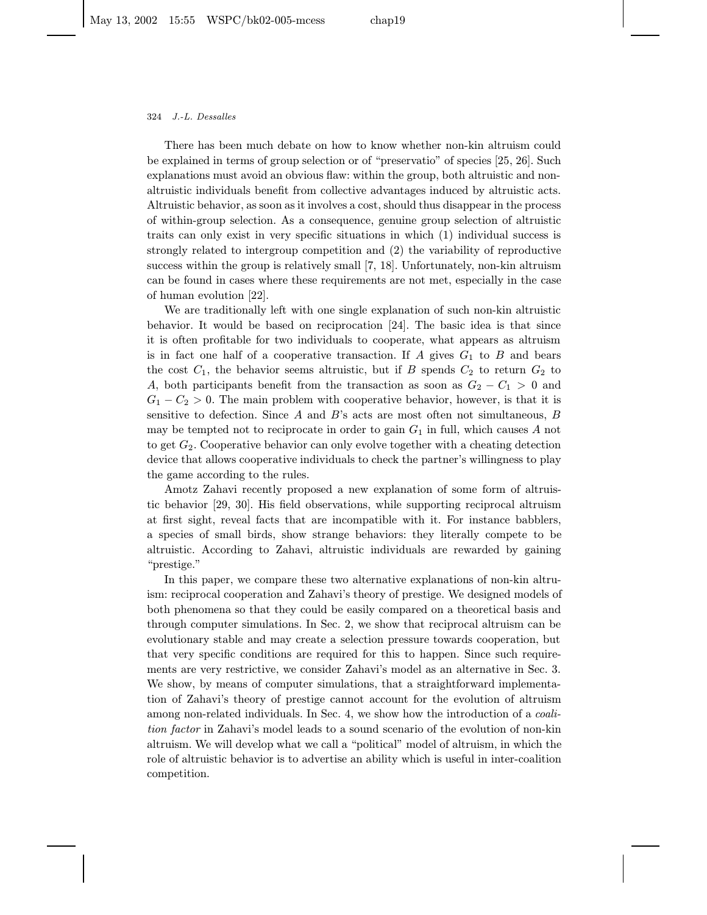There has been much debate on how to know whether non-kin altruism could be explained in terms of group selection or of "preservatio" of species [25, 26]. Such explanations must avoid an obvious flaw: within the group, both altruistic and non-altruistic individuals benefit from collective advantages induced by altruistic acts. Altruistic behavior, as soon as it involves a cost, should thus disappear in the process of within-group selection. As a consequence, genuine group selection of altruistic traits can only exist in very specific situations in which (1) individual success is strongly related to intergroup competition and (2) the variability of reproductive success within the group is relatively small [7, 18]. Unfortunately, non-kin altruism can be found in cases where these requirements are not met, especially in the case of human evolution [22].

We are traditionally left with one single explanation of such non-kin altruistic behavior. It would be based on reciprocation [24]. The basic idea is that since it is often profitable for two individuals to cooperate, what appears as altruism is in fact one half of a cooperative transaction. If $A$ gives $G_1$ to $B$ and bears the cost $C_1$, the behavior seems altruistic, but if $B$ spends $C_2$ to return $G_2$ to $A$, both participants benefit from the transaction as soon as $G_2 - C_1 > 0$ and $G_1 - C_2 > 0$. The main problem with cooperative behavior, however, is that it is sensitive to defection. Since $A$ and $B$'s acts are most often not simultaneous, $B$ may be tempted not to reciprocate in order to gain $G_1$ in full, which causes $A$ not to get $G_2$. Cooperative behavior can only evolve together with a cheating detection device that allows cooperative individuals to check the partner's willingness to play the game according to the rules.

Amotz Zahavi recently proposed a new explanation of some form of altruistic behavior [29, 30]. His field observations, while supporting reciprocal altruism at first sight, reveal facts that are incompatible with it. For instance babblers, a species of small birds, show strange behaviors: they literally compete to be altruistic. According to Zahavi, altruistic individuals are rewarded by gaining "prestige."

In this paper, we compare these two alternative explanations of non-kin altruism: reciprocal cooperation and Zahavi's theory of prestige. We designed models of both phenomena so that they could be easily compared on a theoretical basis and through computer simulations. In Sec. 2, we show that reciprocal altruism can be evolutionary stable and may create a selection pressure towards cooperation, but that very specific conditions are required for this to happen. Since such requirements are very restrictive, we consider Zahavi's model as an alternative in Sec. 3. We show, by means of computer simulations, that a straightforward implementation of Zahavi's theory of prestige cannot account for the evolution of altruism among non-related individuals. In Sec. 4, we show how the introduction of a *coalition factor* in Zahavi's model leads to a sound scenario of the evolution of non-kin altruism. We will develop what we call a "political" model of altruism, in which the role of altruistic behavior is to advertise an ability which is useful in inter-coalition competition.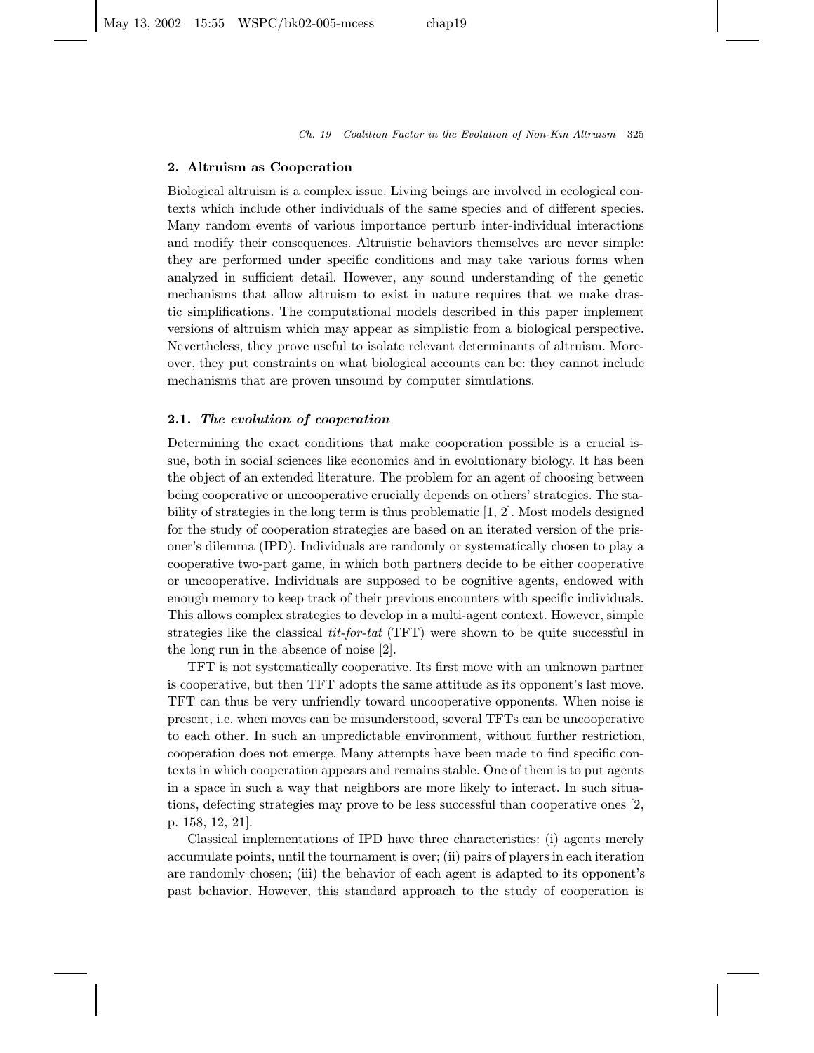## 2. Altruism as Cooperation

Biological altruism is a complex issue. Living beings are involved in ecological contexts which include other individuals of the same species and of different species. Many random events of various importance perturb inter-individual interactions and modify their consequences. Altruistic behaviors themselves are never simple: they are performed under specific conditions and may take various forms when analyzed in sufficient detail. However, any sound understanding of the genetic mechanisms that allow altruism to exist in nature requires that we make drastic simplifications. The computational models described in this paper implement versions of altruism which may appear as simplistic from a biological perspective. Nevertheless, they prove useful to isolate relevant determinants of altruism. Moreover, they put constraints on what biological accounts can be: they cannot include mechanisms that are proven unsound by computer simulations.

### 2.1. *The evolution of cooperation*

Determining the exact conditions that make cooperation possible is a crucial issue, both in social sciences like economics and in evolutionary biology. It has been the object of an extended literature. The problem for an agent of choosing between being cooperative or uncooperative crucially depends on others' strategies. The stability of strategies in the long term is thus problematic [1, 2]. Most models designed for the study of cooperation strategies are based on an iterated version of the prisoner's dilemma (IPD). Individuals are randomly or systematically chosen to play a cooperative two-part game, in which both partners decide to be either cooperative or uncooperative. Individuals are supposed to be cognitive agents, endowed with enough memory to keep track of their previous encounters with specific individuals. This allows complex strategies to develop in a multi-agent context. However, simple strategies like the classical *tit-for-tat* (TFT) were shown to be quite successful in the long run in the absence of noise [2].

TFT is not systematically cooperative. Its first move with an unknown partner is cooperative, but then TFT adopts the same attitude as its opponent's last move. TFT can thus be very unfriendly toward uncooperative opponents. When noise is present, i.e. when moves can be misunderstood, several TFTs can be uncooperative to each other. In such an unpredictable environment, without further restriction, cooperation does not emerge. Many attempts have been made to find specific contexts in which cooperation appears and remains stable. One of them is to put agents in a space in such a way that neighbors are more likely to interact. In such situations, defecting strategies may prove to be less successful than cooperative ones [2, p. 158, 12, 21].

Classical implementations of IPD have three characteristics: (i) agents merely accumulate points, until the tournament is over; (ii) pairs of players in each iteration are randomly chosen; (iii) the behavior of each agent is adapted to its opponent's past behavior. However, this standard approach to the study of cooperation is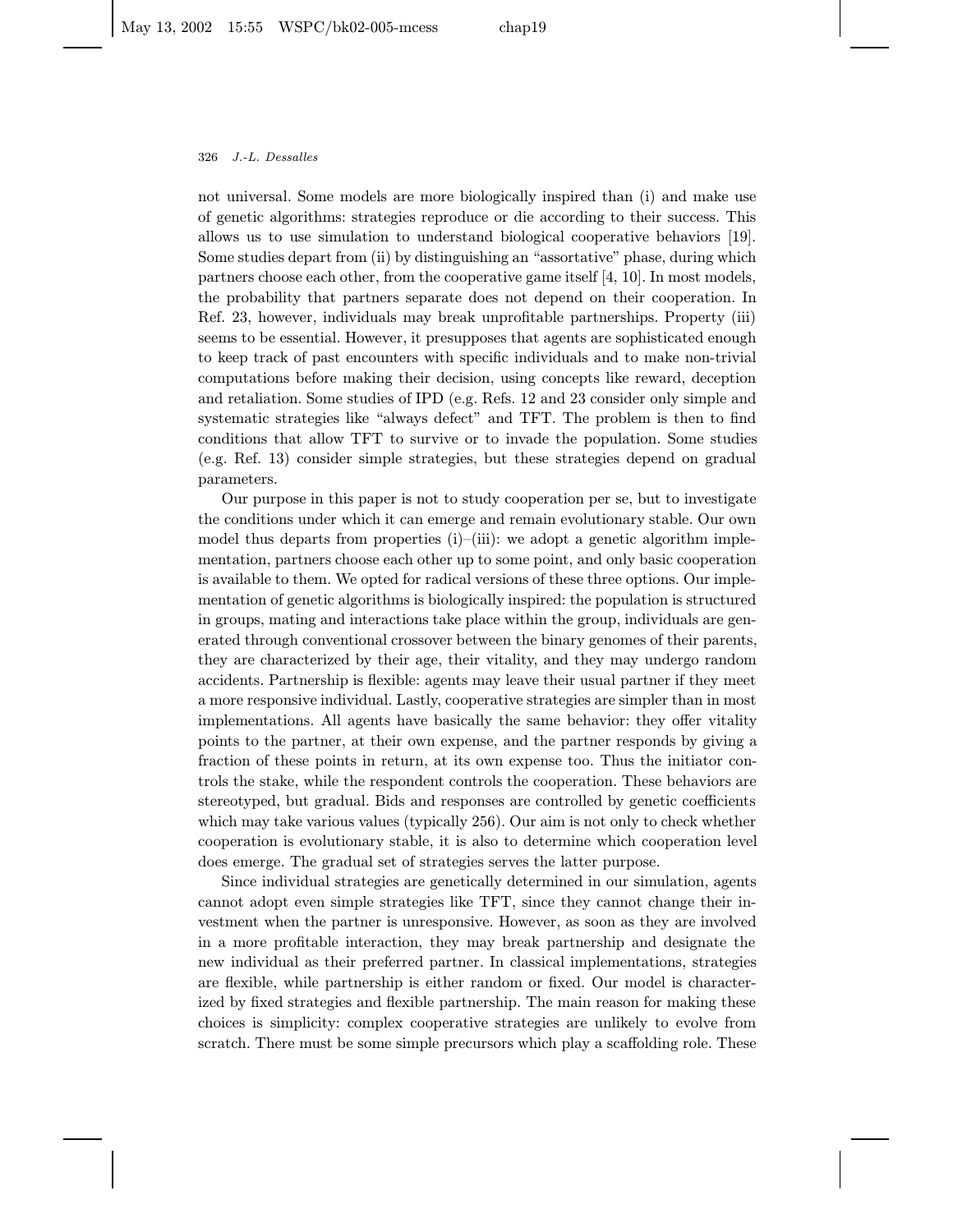not universal. Some models are more biologically inspired than (i) and make use of genetic algorithms: strategies reproduce or die according to their success. This allows us to use simulation to understand biological cooperative behaviors [19]. Some studies depart from (ii) by distinguishing an "assortative" phase, during which partners choose each other, from the cooperative game itself [4, 10]. In most models, the probability that partners separate does not depend on their cooperation. In Ref. 23, however, individuals may break unprofitable partnerships. Property (iii) seems to be essential. However, it presupposes that agents are sophisticated enough to keep track of past encounters with specific individuals and to make non-trivial computations before making their decision, using concepts like reward, deception and retaliation. Some studies of IPD (e.g. Refs. 12 and 23 consider only simple and systematic strategies like "always defect" and TFT. The problem is then to find conditions that allow TFT to survive or to invade the population. Some studies (e.g. Ref. 13) consider simple strategies, but these strategies depend on gradual parameters.

Our purpose in this paper is not to study cooperation per se, but to investigate the conditions under which it can emerge and remain evolutionary stable. Our own model thus departs from properties (i)–(iii): we adopt a genetic algorithm implementation, partners choose each other up to some point, and only basic cooperation is available to them. We opted for radical versions of these three options. Our implementation of genetic algorithms is biologically inspired: the population is structured in groups, mating and interactions take place within the group, individuals are generated through conventional crossover between the binary genomes of their parents, they are characterized by their age, their vitality, and they may undergo random accidents. Partnership is flexible: agents may leave their usual partner if they meet a more responsive individual. Lastly, cooperative strategies are simpler than in most implementations. All agents have basically the same behavior: they offer vitality points to the partner, at their own expense, and the partner responds by giving a fraction of these points in return, at its own expense too. Thus the initiator controls the stake, while the respondent controls the cooperation. These behaviors are stereotyped, but gradual. Bids and responses are controlled by genetic coefficients which may take various values (typically 256). Our aim is not only to check whether cooperation is evolutionary stable, it is also to determine which cooperation level does emerge. The gradual set of strategies serves the latter purpose.

Since individual strategies are genetically determined in our simulation, agents cannot adopt even simple strategies like TFT, since they cannot change their investment when the partner is unresponsive. However, as soon as they are involved in a more profitable interaction, they may break partnership and designate the new individual as their preferred partner. In classical implementations, strategies are flexible, while partnership is either random or fixed. Our model is characterized by fixed strategies and flexible partnership. The main reason for making these choices is simplicity: complex cooperative strategies are unlikely to evolve from scratch. There must be some simple precursors which play a scaffolding role. These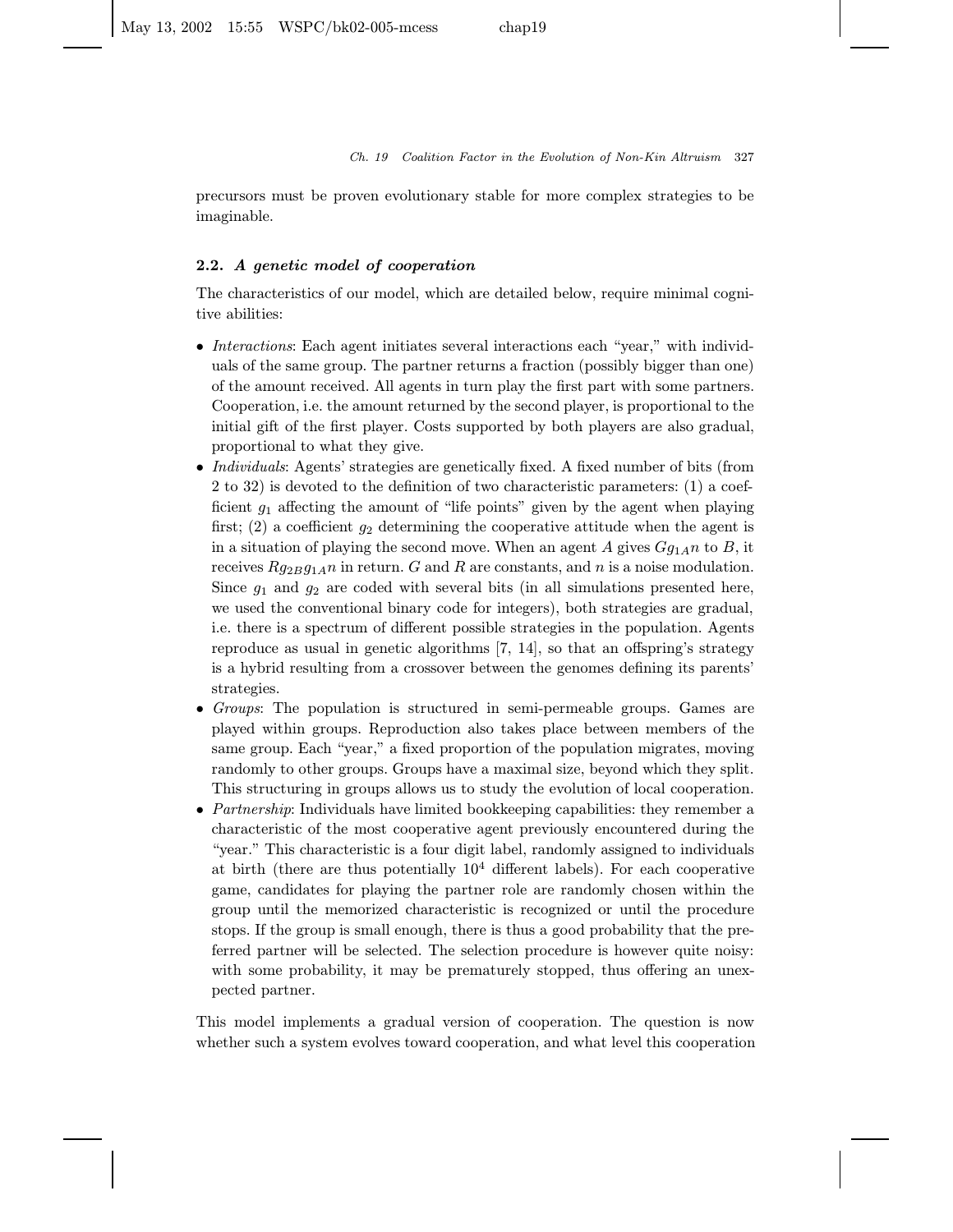precursors must be proven evolutionary stable for more complex strategies to be imaginable.

### 2.2. *A genetic model of cooperation*

The characteristics of our model, which are detailed below, require minimal cognitive abilities:

- *Interactions*: Each agent initiates several interactions each "year," with individuals of the same group. The partner returns a fraction (possibly bigger than one) of the amount received. All agents in turn play the first part with some partners. Cooperation, i.e. the amount returned by the second player, is proportional to the initial gift of the first player. Costs supported by both players are also gradual, proportional to what they give.
- *Individuals*: Agents' strategies are genetically fixed. A fixed number of bits (from 2 to 32) is devoted to the definition of two characteristic parameters: (1) a coefficient $g_1$ affecting the amount of "life points" given by the agent when playing first; (2) a coefficient $g_2$ determining the cooperative attitude when the agent is in a situation of playing the second move. When an agent $A$ gives $Gg_{1A}n$ to $B$, it receives $Rg_{2B}g_{1A}n$ in return. $G$ and $R$ are constants, and $n$ is a noise modulation. Since $g_1$ and $g_2$ are coded with several bits (in all simulations presented here, we used the conventional binary code for integers), both strategies are gradual, i.e. there is a spectrum of different possible strategies in the population. Agents reproduce as usual in genetic algorithms [7, 14], so that an offspring's strategy is a hybrid resulting from a crossover between the genomes defining its parents' strategies.
- *Groups*: The population is structured in semi-permeable groups. Games are played within groups. Reproduction also takes place between members of the same group. Each "year," a fixed proportion of the population migrates, moving randomly to other groups. Groups have a maximal size, beyond which they split. This structuring in groups allows us to study the evolution of local cooperation.
- *Partnership*: Individuals have limited bookkeeping capabilities: they remember a characteristic of the most cooperative agent previously encountered during the "year." This characteristic is a four digit label, randomly assigned to individuals at birth (there are thus potentially $10^4$ different labels). For each cooperative game, candidates for playing the partner role are randomly chosen within the group until the memorized characteristic is recognized or until the procedure stops. If the group is small enough, there is thus a good probability that the preferred partner will be selected. The selection procedure is however quite noisy: with some probability, it may be prematurely stopped, thus offering an unexpected partner.

This model implements a gradual version of cooperation. The question is now whether such a system evolves toward cooperation, and what level this cooperation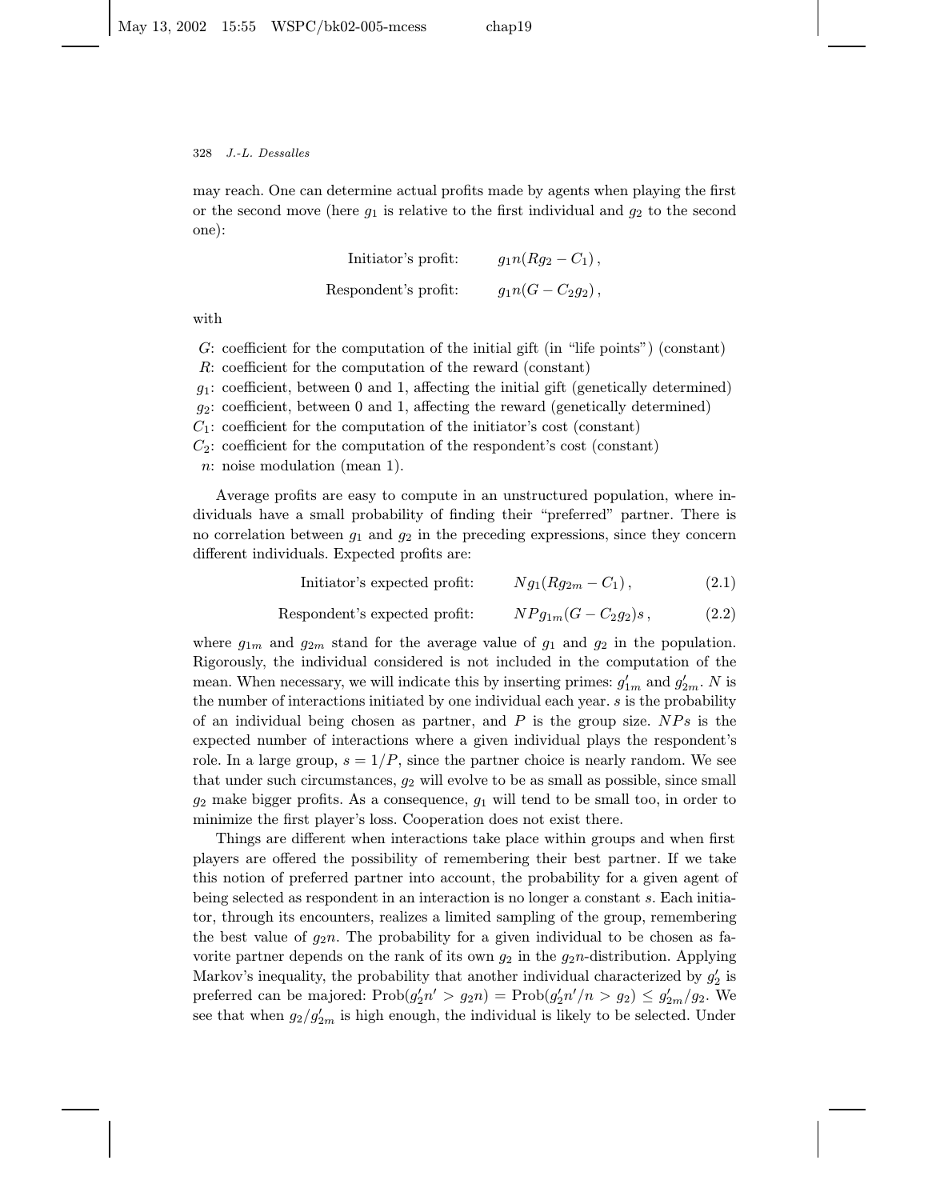may reach. One can determine actual profits made by agents when playing the first or the second move (here $g_1$ is relative to the first individual and $g_2$ to the second one):

$$\text{Initiator's profit:} \qquad g_1 n(Rg_2 - C_1)\,,$$

$$\text{Respondent's profit:} \qquad g_1 n(G - C_2 g_2)\,,$$

with

- $G$: coefficient for the computation of the initial gift (in "life points") (constant)
- $R$: coefficient for the computation of the reward (constant)
- $g_1$: coefficient, between 0 and 1, affecting the initial gift (genetically determined)
- $g_2$: coefficient, between 0 and 1, affecting the reward (genetically determined)
- $C_1$: coefficient for the computation of the initiator's cost (constant)
- $C_2$: coefficient for the computation of the respondent's cost (constant)
- $n$: noise modulation (mean 1).

Average profits are easy to compute in an unstructured population, where individuals have a small probability of finding their "preferred" partner. There is no correlation between $g_1$ and $g_2$ in the preceding expressions, since they concern different individuals. Expected profits are:

$$\text{Initiator's expected profit:} \qquad N g_1(R g_{2m} - C_1)\,, \tag{2.1}$$

$$\text{Respondent's expected profit:} \qquad NP g_{1m}(G - C_2 g_2)s\,, \tag{2.2}$$

where $g_{1m}$ and $g_{2m}$ stand for the average value of $g_1$ and $g_2$ in the population. Rigorously, the individual considered is not included in the computation of the mean. When necessary, we will indicate this by inserting primes: $g'_{1m}$ and $g'_{2m}$. $N$ is the number of interactions initiated by one individual each year. $s$ is the probability of an individual being chosen as partner, and $P$ is the group size. $NPs$ is the expected number of interactions where a given individual plays the respondent's role. In a large group, $s = 1/P$, since the partner choice is nearly random. We see that under such circumstances, $g_2$ will evolve to be as small as possible, since small $g_2$ make bigger profits. As a consequence, $g_1$ will tend to be small too, in order to minimize the first player's loss. Cooperation does not exist there.

Things are different when interactions take place within groups and when first players are offered the possibility of remembering their best partner. If we take this notion of preferred partner into account, the probability for a given agent of being selected as respondent in an interaction is no longer a constant $s$. Each initiator, through its encounters, realizes a limited sampling of the group, remembering the best value of $g_2 n$. The probability for a given individual to be chosen as favorite partner depends on the rank of its own $g_2$ in the $g_2 n$-distribution. Applying Markov's inequality, the probability that another individual characterized by $g'_2$ is preferred can be majored: $\text{Prob}(g'_2 n' > g_2 n) = \text{Prob}(g'_2 n'/n > g_2) \le g'_{2m}/g_2$. We see that when $g_2/g'_{2m}$ is high enough, the individual is likely to be selected. Under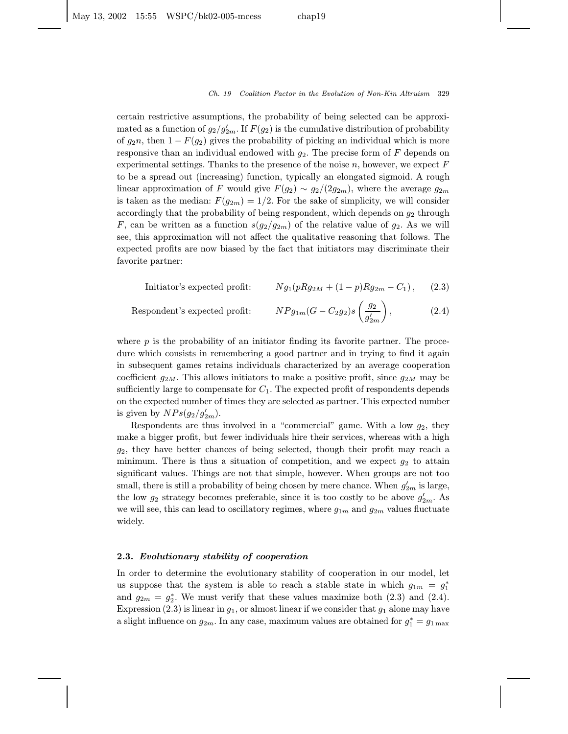certain restrictive assumptions, the probability of being selected can be approximated as a function of $g_2/g'_{2m}$. If $F(g_2)$ is the cumulative distribution of probability of $g_2 n$, then $1 - F(g_2)$ gives the probability of picking an individual which is more responsive than an individual endowed with $g_2$. The precise form of $F$ depends on experimental settings. Thanks to the presence of the noise $n$, however, we expect $F$ to be a spread out (increasing) function, typically an elongated sigmoid. A rough linear approximation of $F$ would give $F(g_2) \sim g_2/(2g_{2m})$, where the average $g_{2m}$ is taken as the median: $F(g_{2m}) = 1/2$. For the sake of simplicity, we will consider accordingly that the probability of being respondent, which depends on $g_2$ through $F$, can be written as a function $s(g_2/g_{2m})$ of the relative value of $g_2$. As we will see, this approximation will not affect the qualitative reasoning that follows. The expected profits are now biased by the fact that initiators may discriminate their favorite partner:

$$\text{Initiator's expected profit:} \qquad N g_1 (p R g_{2M} + (1-p) R g_{2m} - C_1), \qquad (2.3)$$

$$\text{Respondent's expected profit:} \qquad N P g_{1m} (G - C_2 g_2) s\left(\frac{g_2}{g'_{2m}}\right), \qquad (2.4)$$

where $p$ is the probability of an initiator finding its favorite partner. The procedure which consists in remembering a good partner and in trying to find it again in subsequent games retains individuals characterized by an average cooperation coefficient $g_{2M}$. This allows initiators to make a positive profit, since $g_{2M}$ may be sufficiently large to compensate for $C_1$. The expected profit of respondents depends on the expected number of times they are selected as partner. This expected number is given by $NPs(g_2/g'_{2m})$.

Respondents are thus involved in a "commercial" game. With a low $g_2$, they make a bigger profit, but fewer individuals hire their services, whereas with a high $g_2$, they have better chances of being selected, though their profit may reach a minimum. There is thus a situation of competition, and we expect $g_2$ to attain significant values. Things are not that simple, however. When groups are not too small, there is still a probability of being chosen by mere chance. When $g'_{2m}$ is large, the low $g_2$ strategy becomes preferable, since it is too costly to be above $g'_{2m}$. As we will see, this can lead to oscillatory regimes, where $g_{1m}$ and $g_{2m}$ values fluctuate widely.

### 2.3. *Evolutionary stability of cooperation*

In order to determine the evolutionary stability of cooperation in our model, let us suppose that the system is able to reach a stable state in which $g_{1m} = g_1^*$ and $g_{2m} = g_2^*$. We must verify that these values maximize both (2.3) and (2.4). Expression (2.3) is linear in $g_1$, or almost linear if we consider that $g_1$ alone may have a slight influence on $g_{2m}$. In any case, maximum values are obtained for $g_1^* = g_{1\max}$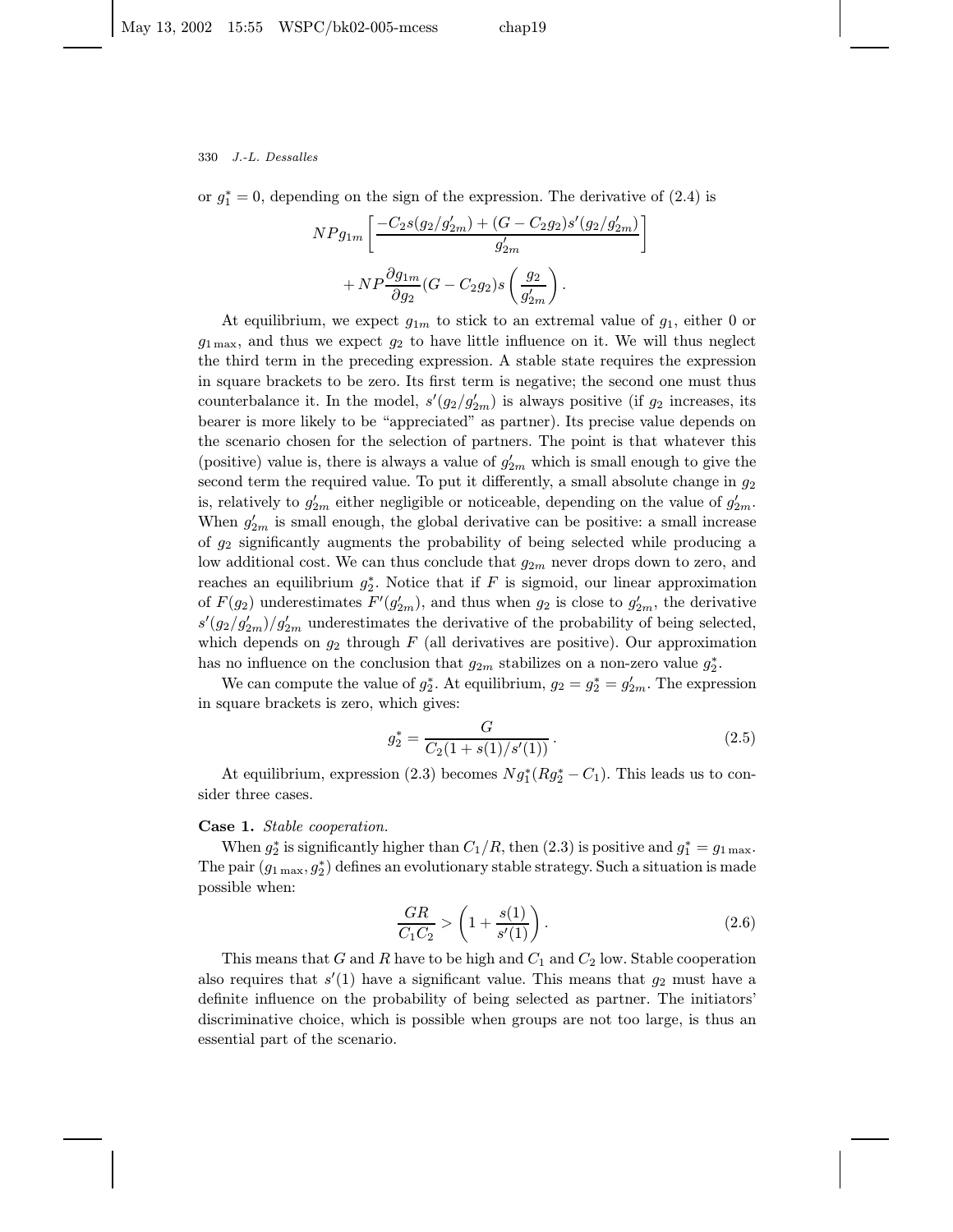or $g_1^* = 0$, depending on the sign of the expression. The derivative of (2.4) is

$$NPg_{1m}\left[\frac{-C_2 s(g_2/g'_{2m}) + (G - C_2 g_2)s'(g_2/g'_{2m})}{g'_{2m}}\right] + NP\frac{\partial g_{1m}}{\partial g_2}(G - C_2 g_2)s\left(\frac{g_2}{g'_{2m}}\right).$$

At equilibrium, we expect $g_{1m}$ to stick to an extremal value of $g_1$, either 0 or $g_{1\max}$, and thus we expect $g_2$ to have little influence on it. We will thus neglect the third term in the preceding expression. A stable state requires the expression in square brackets to be zero. Its first term is negative; the second one must thus counterbalance it. In the model, $s'(g_2/g'_{2m})$ is always positive (if $g_2$ increases, its bearer is more likely to be "appreciated" as partner). Its precise value depends on the scenario chosen for the selection of partners. The point is that whatever this (positive) value is, there is always a value of $g'_{2m}$ which is small enough to give the second term the required value. To put it differently, a small absolute change in $g_2$ is, relatively to $g'_{2m}$ either negligible or noticeable, depending on the value of $g'_{2m}$. When $g'_{2m}$ is small enough, the global derivative can be positive: a small increase of $g_2$ significantly augments the probability of being selected while producing a low additional cost. We can thus conclude that $g_{2m}$ never drops down to zero, and reaches an equilibrium $g_2^*$. Notice that if $F$ is sigmoid, our linear approximation of $F(g_2)$ underestimates $F'(g'_{2m})$, and thus when $g_2$ is close to $g'_{2m}$, the derivative $s'(g_2/g'_{2m})/g'_{2m}$ underestimates the derivative of the probability of being selected, which depends on $g_2$ through $F$ (all derivatives are positive). Our approximation has no influence on the conclusion that $g_{2m}$ stabilizes on a non-zero value $g_2^*$.

We can compute the value of $g_2^*$. At equilibrium, $g_2 = g_2^* = g'_{2m}$. The expression in square brackets is zero, which gives:

$$g_2^* = \frac{G}{C_2(1 + s(1)/s'(1))}\,. \tag{2.5}$$

At equilibrium, expression (2.3) becomes $Ng_1^*(Rg_2^* - C_1)$. This leads us to consider three cases.

**Case 1.** *Stable cooperation.*

When $g_2^*$ is significantly higher than $C_1/R$, then (2.3) is positive and $g_1^* = g_{1\max}$. The pair $(g_{1\max}, g_2^*)$ defines an evolutionary stable strategy. Such a situation is made possible when:

$$\frac{GR}{C_1 C_2} > \left(1 + \frac{s(1)}{s'(1)}\right). \tag{2.6}$$

This means that $G$ and $R$ have to be high and $C_1$ and $C_2$ low. Stable cooperation also requires that $s'(1)$ have a significant value. This means that $g_2$ must have a definite influence on the probability of being selected as partner. The initiators' discriminative choice, which is possible when groups are not too large, is thus an essential part of the scenario.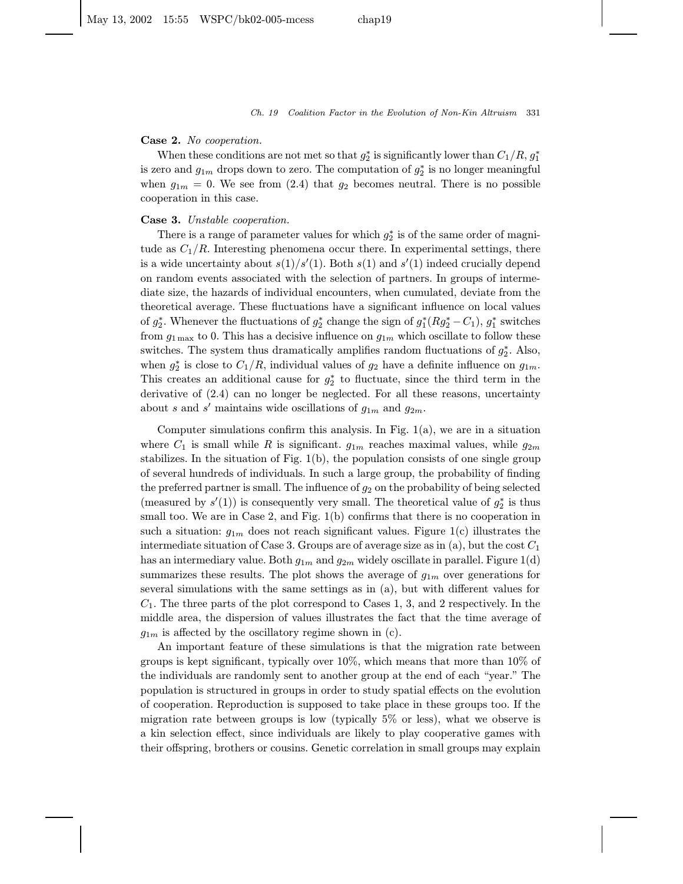**Case 2.** *No cooperation.*

When these conditions are not met so that $g_2^*$ is significantly lower than $C_1/R$, $g_1^*$ is zero and $g_{1m}$ drops down to zero. The computation of $g_2^*$ is no longer meaningful when $g_{1m} = 0$. We see from (2.4) that $g_2$ becomes neutral. There is no possible cooperation in this case.

**Case 3.** *Unstable cooperation.*

There is a range of parameter values for which $g_2^*$ is of the same order of magnitude as $C_1/R$. Interesting phenomena occur there. In experimental settings, there is a wide uncertainty about $s(1)/s'(1)$. Both $s(1)$ and $s'(1)$ indeed crucially depend on random events associated with the selection of partners. In groups of intermediate size, the hazards of individual encounters, when cumulated, deviate from the theoretical average. These fluctuations have a significant influence on local values of $g_2^*$. Whenever the fluctuations of $g_2^*$ change the sign of $g_1^*(Rg_2^* - C_1)$, $g_1^*$ switches from $g_{1\max}$ to 0. This has a decisive influence on $g_{1m}$ which oscillate to follow these switches. The system thus dramatically amplifies random fluctuations of $g_2^*$. Also, when $g_2^*$ is close to $C_1/R$, individual values of $g_2$ have a definite influence on $g_{1m}$. This creates an additional cause for $g_2^*$ to fluctuate, since the third term in the derivative of (2.4) can no longer be neglected. For all these reasons, uncertainty about $s$ and $s'$ maintains wide oscillations of $g_{1m}$ and $g_{2m}$.

Computer simulations confirm this analysis. In Fig. 1(a), we are in a situation where $C_1$ is small while $R$ is significant. $g_{1m}$ reaches maximal values, while $g_{2m}$ stabilizes. In the situation of Fig. 1(b), the population consists of one single group of several hundreds of individuals. In such a large group, the probability of finding the preferred partner is small. The influence of $g_2$ on the probability of being selected (measured by $s'(1)$) is consequently very small. The theoretical value of $g_2^*$ is thus small too. We are in Case 2, and Fig. 1(b) confirms that there is no cooperation in such a situation: $g_{1m}$ does not reach significant values. Figure 1(c) illustrates the intermediate situation of Case 3. Groups are of average size as in (a), but the cost $C_1$ has an intermediary value. Both $g_{1m}$ and $g_{2m}$ widely oscillate in parallel. Figure 1(d) summarizes these results. The plot shows the average of $g_{1m}$ over generations for several simulations with the same settings as in (a), but with different values for $C_1$. The three parts of the plot correspond to Cases 1, 3, and 2 respectively. In the middle area, the dispersion of values illustrates the fact that the time average of $g_{1m}$ is affected by the oscillatory regime shown in (c).

An important feature of these simulations is that the migration rate between groups is kept significant, typically over 10%, which means that more than 10% of the individuals are randomly sent to another group at the end of each "year." The population is structured in groups in order to study spatial effects on the evolution of cooperation. Reproduction is supposed to take place in these groups too. If the migration rate between groups is low (typically 5% or less), what we observe is a kin selection effect, since individuals are likely to play cooperative games with their offspring, brothers or cousins. Genetic correlation in small groups may explain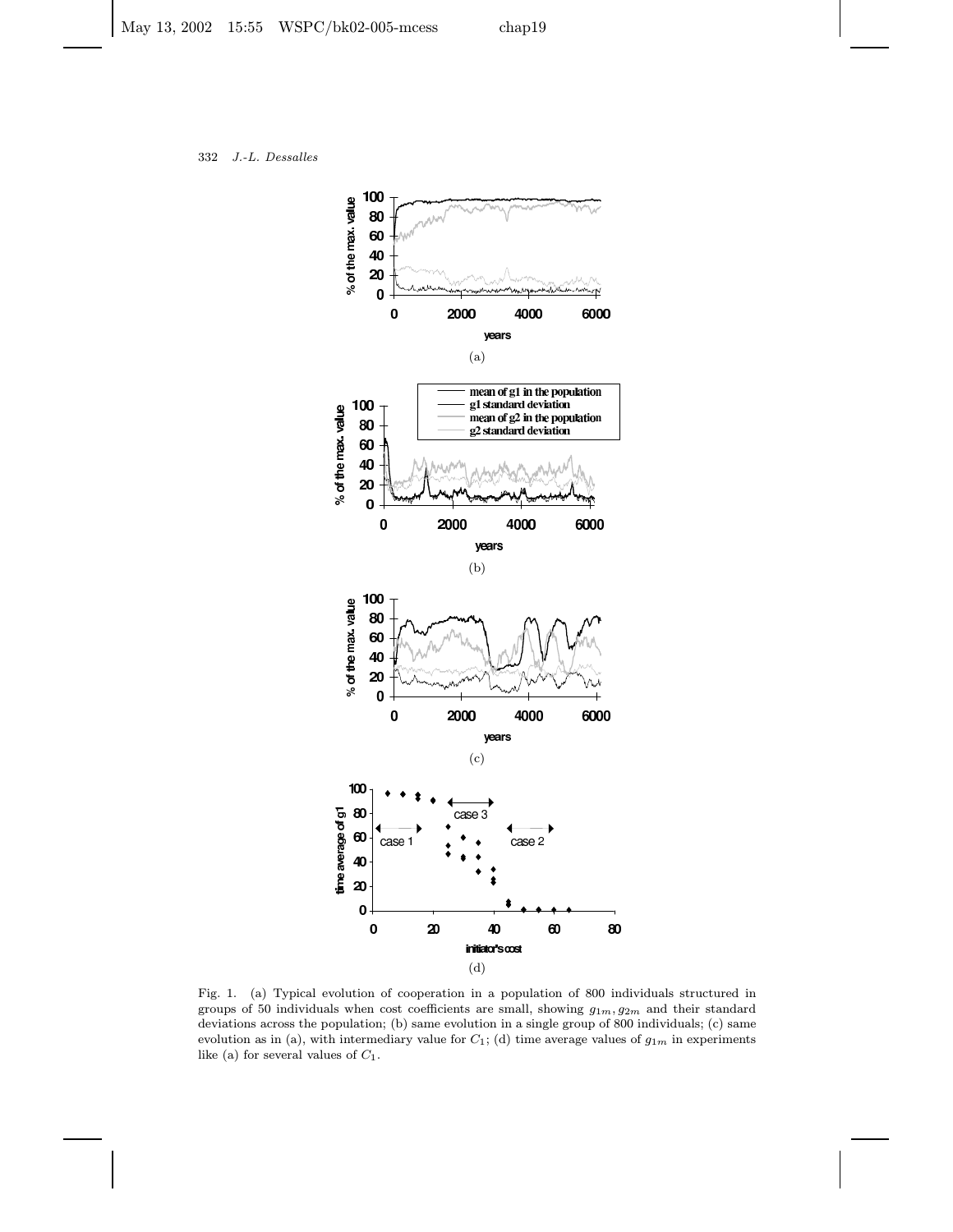Fig. 1. (a) Typical evolution of cooperation in a population of 800 individuals structured in groups of 50 individuals when cost coefficients are small, showing $g_{1m}, g_{2m}$ and their standard deviations across the population; (b) same evolution in a single group of 800 individuals; (c) same evolution as in (a), with intermediary value for $C_1$; (d) time average values of $g_{1m}$ in experiments like (a) for several values of $C_1$.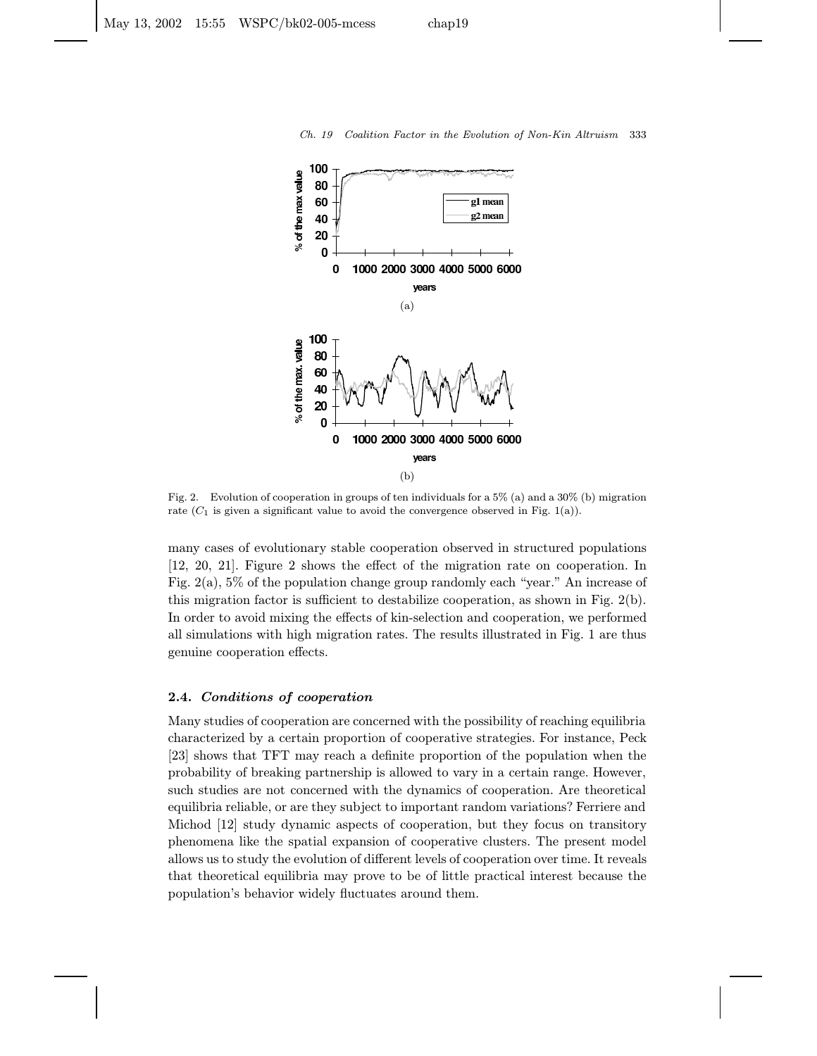Fig. 2. Evolution of cooperation in groups of ten individuals for a 5% (a) and a 30% (b) migration rate ($C_1$ is given a significant value to avoid the convergence observed in Fig. 1(a)).

many cases of evolutionary stable cooperation observed in structured populations [12, 20, 21]. Figure 2 shows the effect of the migration rate on cooperation. In Fig. 2(a), 5% of the population change group randomly each "year." An increase of this migration factor is sufficient to destabilize cooperation, as shown in Fig. 2(b). In order to avoid mixing the effects of kin-selection and cooperation, we performed all simulations with high migration rates. The results illustrated in Fig. 1 are thus genuine cooperation effects.

### 2.4. *Conditions of cooperation*

Many studies of cooperation are concerned with the possibility of reaching equilibria characterized by a certain proportion of cooperative strategies. For instance, Peck [23] shows that TFT may reach a definite proportion of the population when the probability of breaking partnership is allowed to vary in a certain range. However, such studies are not concerned with the dynamics of cooperation. Are theoretical equilibria reliable, or are they subject to important random variations? Ferriere and Michod [12] study dynamic aspects of cooperation, but they focus on transitory phenomena like the spatial expansion of cooperative clusters. The present model allows us to study the evolution of different levels of cooperation over time. It reveals that theoretical equilibria may prove to be of little practical interest because the population's behavior widely fluctuates around them.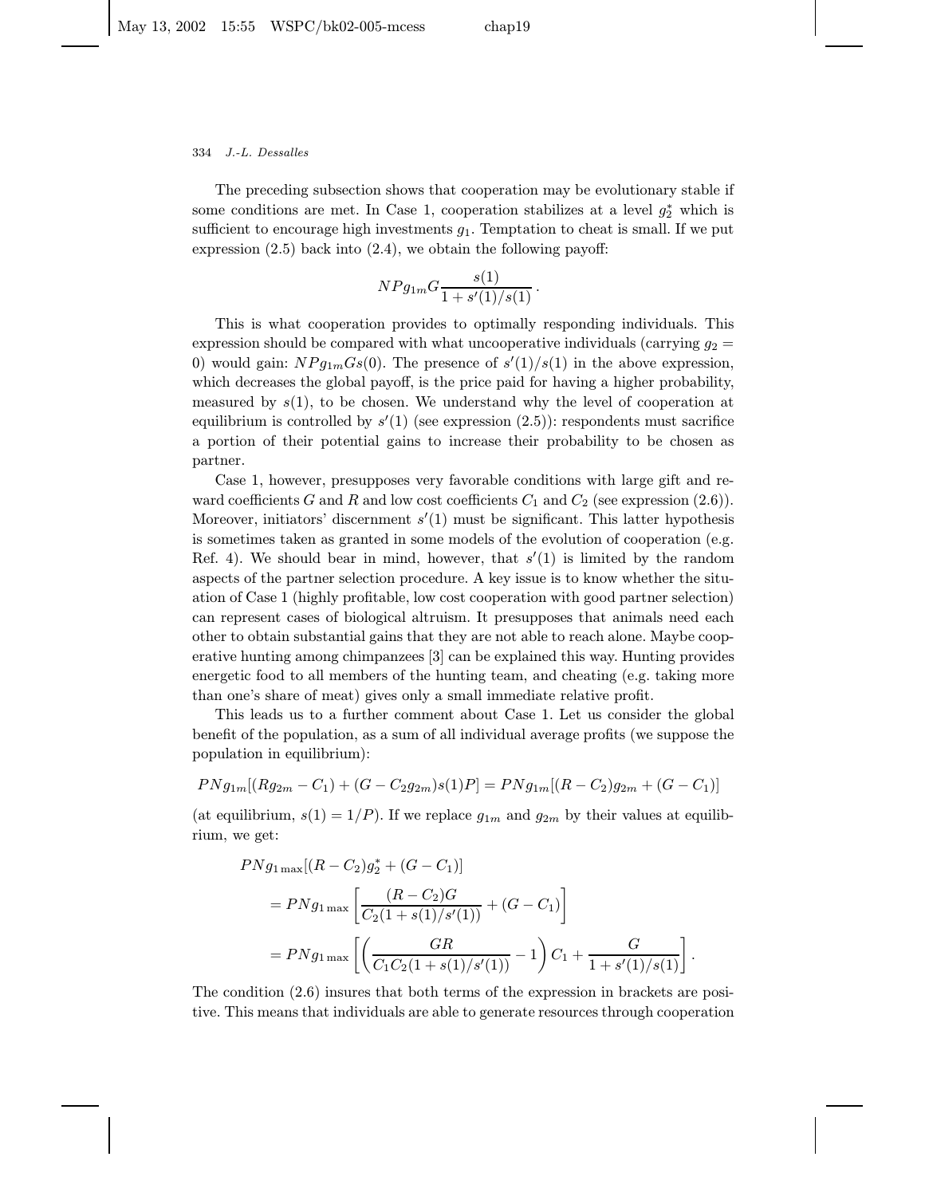The preceding subsection shows that cooperation may be evolutionary stable if some conditions are met. In Case 1, cooperation stabilizes at a level $g_2^*$ which is sufficient to encourage high investments $g_1$. Temptation to cheat is small. If we put expression (2.5) back into (2.4), we obtain the following payoff:

$$NPg_{1m}G\frac{s(1)}{1+s'(1)/s(1)}\,.$$

This is what cooperation provides to optimally responding individuals. This expression should be compared with what uncooperative individuals (carrying $g_2 = 0$) would gain: $NPg_{1m}Gs(0)$. The presence of $s'(1)/s(1)$ in the above expression, which decreases the global payoff, is the price paid for having a higher probability, measured by $s(1)$, to be chosen. We understand why the level of cooperation at equilibrium is controlled by $s'(1)$ (see expression (2.5)): respondents must sacrifice a portion of their potential gains to increase their probability to be chosen as partner.

Case 1, however, presupposes very favorable conditions with large gift and reward coefficients $G$ and $R$ and low cost coefficients $C_1$ and $C_2$ (see expression (2.6)). Moreover, initiators' discernment $s'(1)$ must be significant. This latter hypothesis is sometimes taken as granted in some models of the evolution of cooperation (e.g. Ref. 4). We should bear in mind, however, that $s'(1)$ is limited by the random aspects of the partner selection procedure. A key issue is to know whether the situation of Case 1 (highly profitable, low cost cooperation with good partner selection) can represent cases of biological altruism. It presupposes that animals need each other to obtain substantial gains that they are not able to reach alone. Maybe cooperative hunting among chimpanzees [3] can be explained this way. Hunting provides energetic food to all members of the hunting team, and cheating (e.g. taking more than one's share of meat) gives only a small immediate relative profit.

This leads us to a further comment about Case 1. Let us consider the global benefit of the population, as a sum of all individual average profits (we suppose the population in equilibrium):

$$PNg_{1m}[(Rg_{2m}-C_1)+(G-C_2g_{2m})s(1)P] = PNg_{1m}[(R-C_2)g_{2m}+(G-C_1)]$$

(at equilibrium, $s(1) = 1/P$). If we replace $g_{1m}$ and $g_{2m}$ by their values at equilibrium, we get:

$$\begin{aligned}
&PNg_{1\max}[(R-C_2)g_2^*+(G-C_1)]\\
&\quad = PNg_{1\max}\left[\frac{(R-C_2)G}{C_2(1+s(1)/s'(1))}+(G-C_1)\right]\\
&\quad = PNg_{1\max}\left[\left(\frac{GR}{C_1C_2(1+s(1)/s'(1))}-1\right)C_1+\frac{G}{1+s'(1)/s(1)}\right].
\end{aligned}$$

The condition (2.6) insures that both terms of the expression in brackets are positive. This means that individuals are able to generate resources through cooperation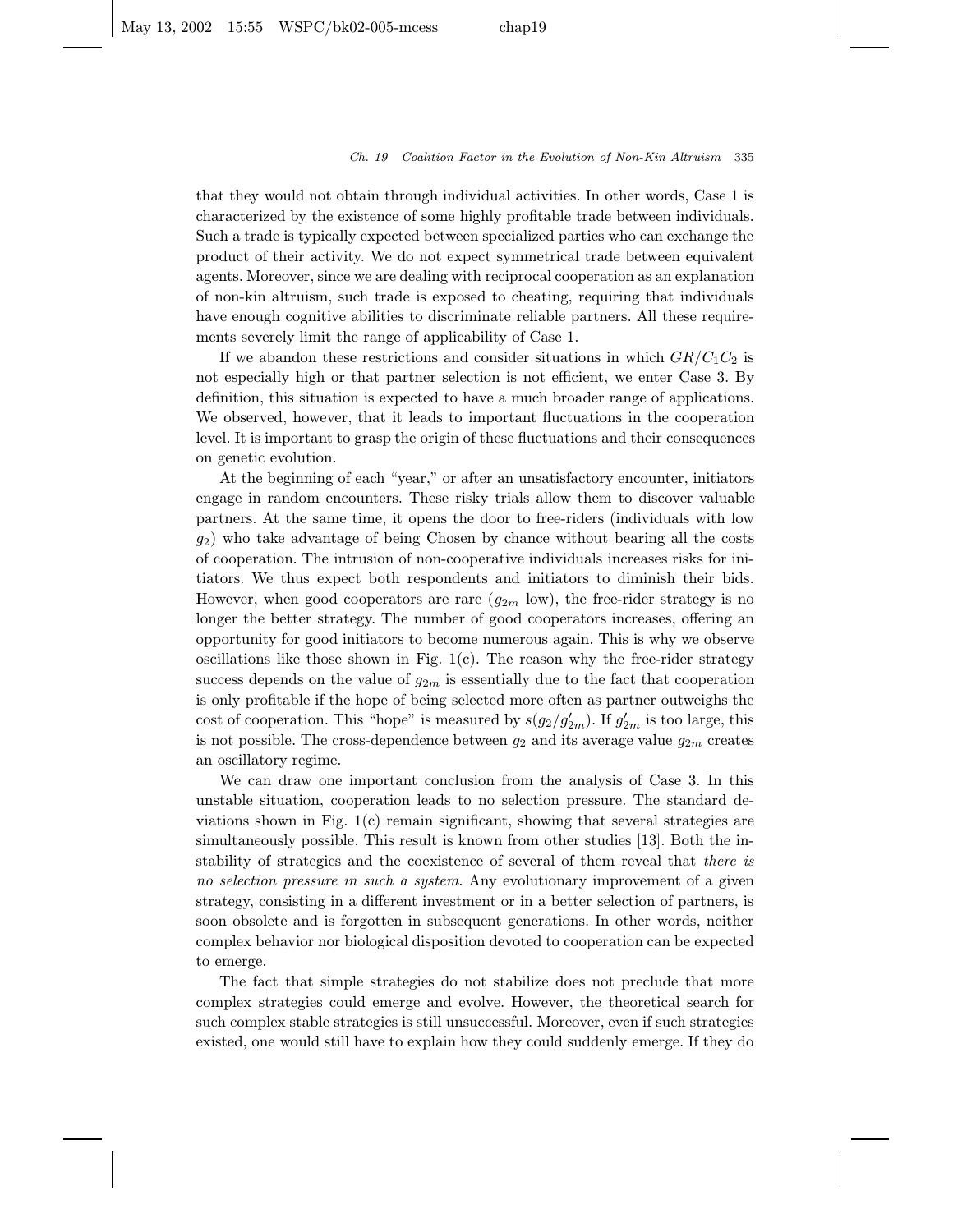that they would not obtain through individual activities. In other words, Case 1 is characterized by the existence of some highly profitable trade between individuals. Such a trade is typically expected between specialized parties who can exchange the product of their activity. We do not expect symmetrical trade between equivalent agents. Moreover, since we are dealing with reciprocal cooperation as an explanation of non-kin altruism, such trade is exposed to cheating, requiring that individuals have enough cognitive abilities to discriminate reliable partners. All these requirements severely limit the range of applicability of Case 1.

If we abandon these restrictions and consider situations in which $GR/C_1C_2$ is not especially high or that partner selection is not efficient, we enter Case 3. By definition, this situation is expected to have a much broader range of applications. We observed, however, that it leads to important fluctuations in the cooperation level. It is important to grasp the origin of these fluctuations and their consequences on genetic evolution.

At the beginning of each "year," or after an unsatisfactory encounter, initiators engage in random encounters. These risky trials allow them to discover valuable partners. At the same time, it opens the door to free-riders (individuals with low $g_2$) who take advantage of being Chosen by chance without bearing all the costs of cooperation. The intrusion of non-cooperative individuals increases risks for initiators. We thus expect both respondents and initiators to diminish their bids. However, when good cooperators are rare ($g_{2m}$ low), the free-rider strategy is no longer the better strategy. The number of good cooperators increases, offering an opportunity for good initiators to become numerous again. This is why we observe oscillations like those shown in Fig. 1(c). The reason why the free-rider strategy success depends on the value of $g_{2m}$ is essentially due to the fact that cooperation is only profitable if the hope of being selected more often as partner outweighs the cost of cooperation. This "hope" is measured by $s(g_2/g'_{2m})$. If $g'_{2m}$ is too large, this is not possible. The cross-dependence between $g_2$ and its average value $g_{2m}$ creates an oscillatory regime.

We can draw one important conclusion from the analysis of Case 3. In this unstable situation, cooperation leads to no selection pressure. The standard deviations shown in Fig. 1(c) remain significant, showing that several strategies are simultaneously possible. This result is known from other studies [13]. Both the instability of strategies and the coexistence of several of them reveal that *there is no selection pressure in such a system*. Any evolutionary improvement of a given strategy, consisting in a different investment or in a better selection of partners, is soon obsolete and is forgotten in subsequent generations. In other words, neither complex behavior nor biological disposition devoted to cooperation can be expected to emerge.

The fact that simple strategies do not stabilize does not preclude that more complex strategies could emerge and evolve. However, the theoretical search for such complex stable strategies is still unsuccessful. Moreover, even if such strategies existed, one would still have to explain how they could suddenly emerge. If they do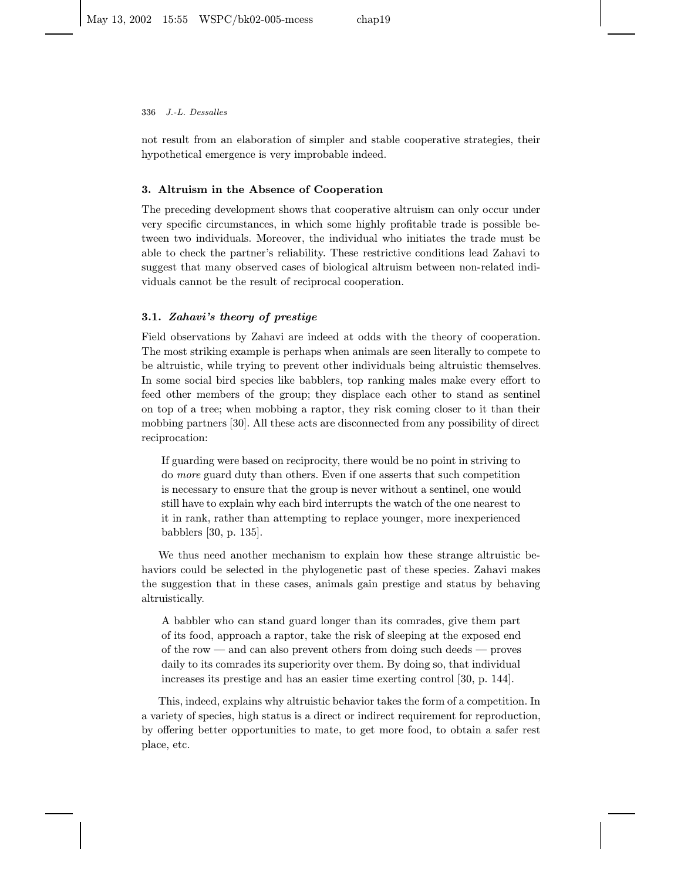not result from an elaboration of simpler and stable cooperative strategies, their hypothetical emergence is very improbable indeed.

## 3. Altruism in the Absence of Cooperation

The preceding development shows that cooperative altruism can only occur under very specific circumstances, in which some highly profitable trade is possible between two individuals. Moreover, the individual who initiates the trade must be able to check the partner's reliability. These restrictive conditions lead Zahavi to suggest that many observed cases of biological altruism between non-related individuals cannot be the result of reciprocal cooperation.

### 3.1. *Zahavi's theory of prestige*

Field observations by Zahavi are indeed at odds with the theory of cooperation. The most striking example is perhaps when animals are seen literally to compete to be altruistic, while trying to prevent other individuals being altruistic themselves. In some social bird species like babblers, top ranking males make every effort to feed other members of the group; they displace each other to stand as sentinel on top of a tree; when mobbing a raptor, they risk coming closer to it than their mobbing partners [30]. All these acts are disconnected from any possibility of direct reciprocation:

> If guarding were based on reciprocity, there would be no point in striving to do *more* guard duty than others. Even if one asserts that such competition is necessary to ensure that the group is never without a sentinel, one would still have to explain why each bird interrupts the watch of the one nearest to it in rank, rather than attempting to replace younger, more inexperienced babblers [30, p. 135].

We thus need another mechanism to explain how these strange altruistic behaviors could be selected in the phylogenetic past of these species. Zahavi makes the suggestion that in these cases, animals gain prestige and status by behaving altruistically.

> A babbler who can stand guard longer than its comrades, give them part of its food, approach a raptor, take the risk of sleeping at the exposed end of the row — and can also prevent others from doing such deeds — proves daily to its comrades its superiority over them. By doing so, that individual increases its prestige and has an easier time exerting control [30, p. 144].

This, indeed, explains why altruistic behavior takes the form of a competition. In a variety of species, high status is a direct or indirect requirement for reproduction, by offering better opportunities to mate, to get more food, to obtain a safer rest place, etc.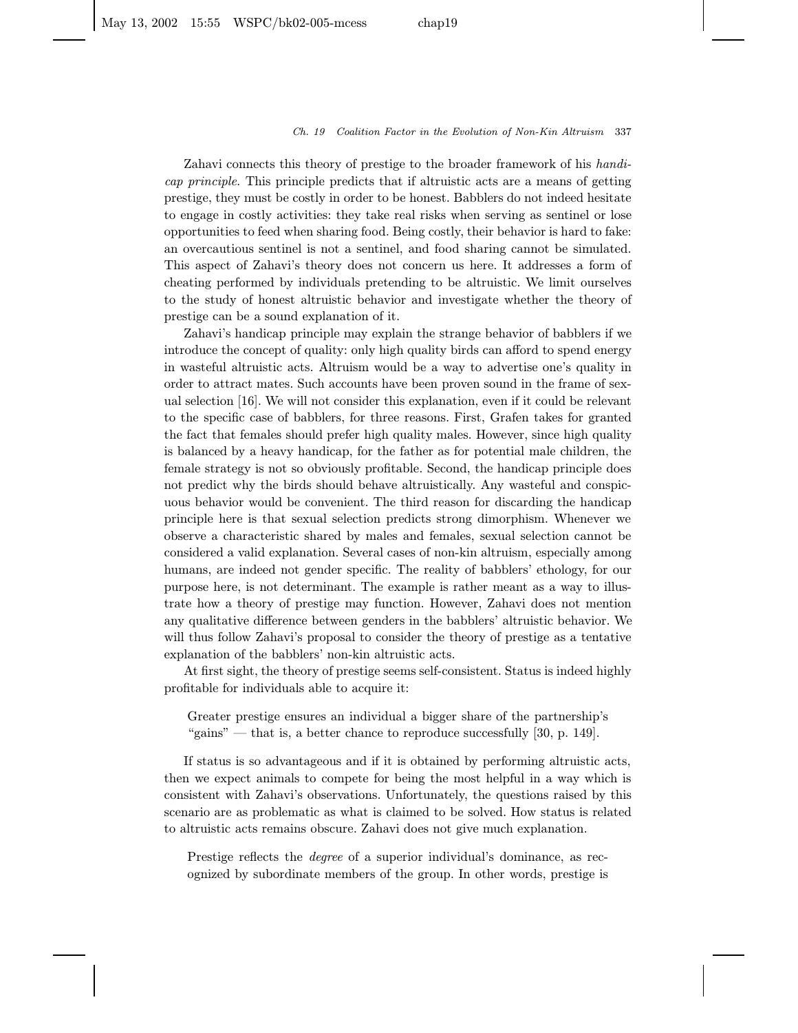Zahavi connects this theory of prestige to the broader framework of his *handicap principle*. This principle predicts that if altruistic acts are a means of getting prestige, they must be costly in order to be honest. Babblers do not indeed hesitate to engage in costly activities: they take real risks when serving as sentinel or lose opportunities to feed when sharing food. Being costly, their behavior is hard to fake: an overcautious sentinel is not a sentinel, and food sharing cannot be simulated. This aspect of Zahavi's theory does not concern us here. It addresses a form of cheating performed by individuals pretending to be altruistic. We limit ourselves to the study of honest altruistic behavior and investigate whether the theory of prestige can be a sound explanation of it.

Zahavi's handicap principle may explain the strange behavior of babblers if we introduce the concept of quality: only high quality birds can afford to spend energy in wasteful altruistic acts. Altruism would be a way to advertise one's quality in order to attract mates. Such accounts have been proven sound in the frame of sexual selection [16]. We will not consider this explanation, even if it could be relevant to the specific case of babblers, for three reasons. First, Grafen takes for granted the fact that females should prefer high quality males. However, since high quality is balanced by a heavy handicap, for the father as for potential male children, the female strategy is not so obviously profitable. Second, the handicap principle does not predict why the birds should behave altruistically. Any wasteful and conspicuous behavior would be convenient. The third reason for discarding the handicap principle here is that sexual selection predicts strong dimorphism. Whenever we observe a characteristic shared by males and females, sexual selection cannot be considered a valid explanation. Several cases of non-kin altruism, especially among humans, are indeed not gender specific. The reality of babblers' ethology, for our purpose here, is not determinant. The example is rather meant as a way to illustrate how a theory of prestige may function. However, Zahavi does not mention any qualitative difference between genders in the babblers' altruistic behavior. We will thus follow Zahavi's proposal to consider the theory of prestige as a tentative explanation of the babblers' non-kin altruistic acts.

At first sight, the theory of prestige seems self-consistent. Status is indeed highly profitable for individuals able to acquire it:

> Greater prestige ensures an individual a bigger share of the partnership's "gains" — that is, a better chance to reproduce successfully [30, p. 149].

If status is so advantageous and if it is obtained by performing altruistic acts, then we expect animals to compete for being the most helpful in a way which is consistent with Zahavi's observations. Unfortunately, the questions raised by this scenario are as problematic as what is claimed to be solved. How status is related to altruistic acts remains obscure. Zahavi does not give much explanation.

> Prestige reflects the *degree* of a superior individual's dominance, as recognized by subordinate members of the group. In other words, prestige is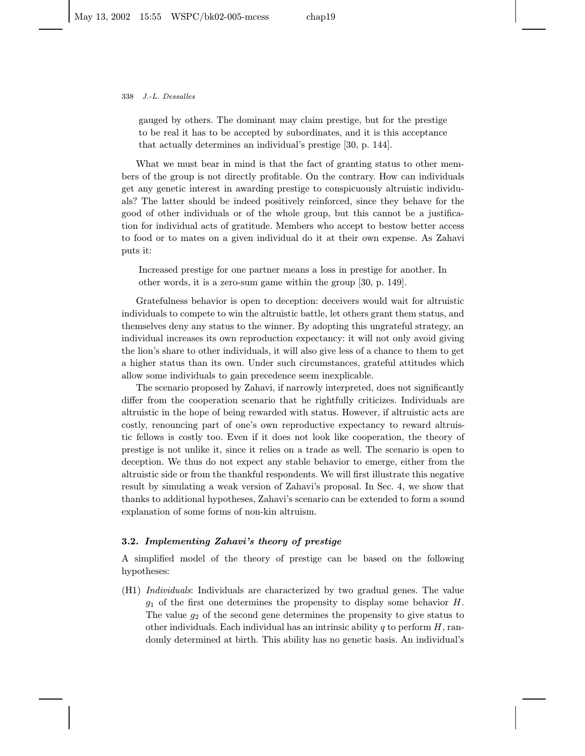gauged by others. The dominant may claim prestige, but for the prestige to be real it has to be accepted by subordinates, and it is this acceptance that actually determines an individual's prestige [30, p. 144].

What we must bear in mind is that the fact of granting status to other members of the group is not directly profitable. On the contrary. How can individuals get any genetic interest in awarding prestige to conspicuously altruistic individuals? The latter should be indeed positively reinforced, since they behave for the good of other individuals or of the whole group, but this cannot be a justification for individual acts of gratitude. Members who accept to bestow better access to food or to mates on a given individual do it at their own expense. As Zahavi puts it:

> Increased prestige for one partner means a loss in prestige for another. In other words, it is a zero-sum game within the group [30, p. 149].

Gratefulness behavior is open to deception: deceivers would wait for altruistic individuals to compete to win the altruistic battle, let others grant them status, and themselves deny any status to the winner. By adopting this ungrateful strategy, an individual increases its own reproduction expectancy: it will not only avoid giving the lion's share to other individuals, it will also give less of a chance to them to get a higher status than its own. Under such circumstances, grateful attitudes which allow some individuals to gain precedence seem inexplicable.

The scenario proposed by Zahavi, if narrowly interpreted, does not significantly differ from the cooperation scenario that he rightfully criticizes. Individuals are altruistic in the hope of being rewarded with status. However, if altruistic acts are costly, renouncing part of one's own reproductive expectancy to reward altruistic fellows is costly too. Even if it does not look like cooperation, the theory of prestige is not unlike it, since it relies on a trade as well. The scenario is open to deception. We thus do not expect any stable behavior to emerge, either from the altruistic side or from the thankful respondents. We will first illustrate this negative result by simulating a weak version of Zahavi's proposal. In Sec. 4, we show that thanks to additional hypotheses, Zahavi's scenario can be extended to form a sound explanation of some forms of non-kin altruism.

### 3.2. *Implementing Zahavi's theory of prestige*

A simplified model of the theory of prestige can be based on the following hypotheses:

(H1) *Individuals*: Individuals are characterized by two gradual genes. The value $g_1$ of the first one determines the propensity to display some behavior $H$. The value $g_2$ of the second gene determines the propensity to give status to other individuals. Each individual has an intrinsic ability $q$ to perform $H$, randomly determined at birth. This ability has no genetic basis. An individual's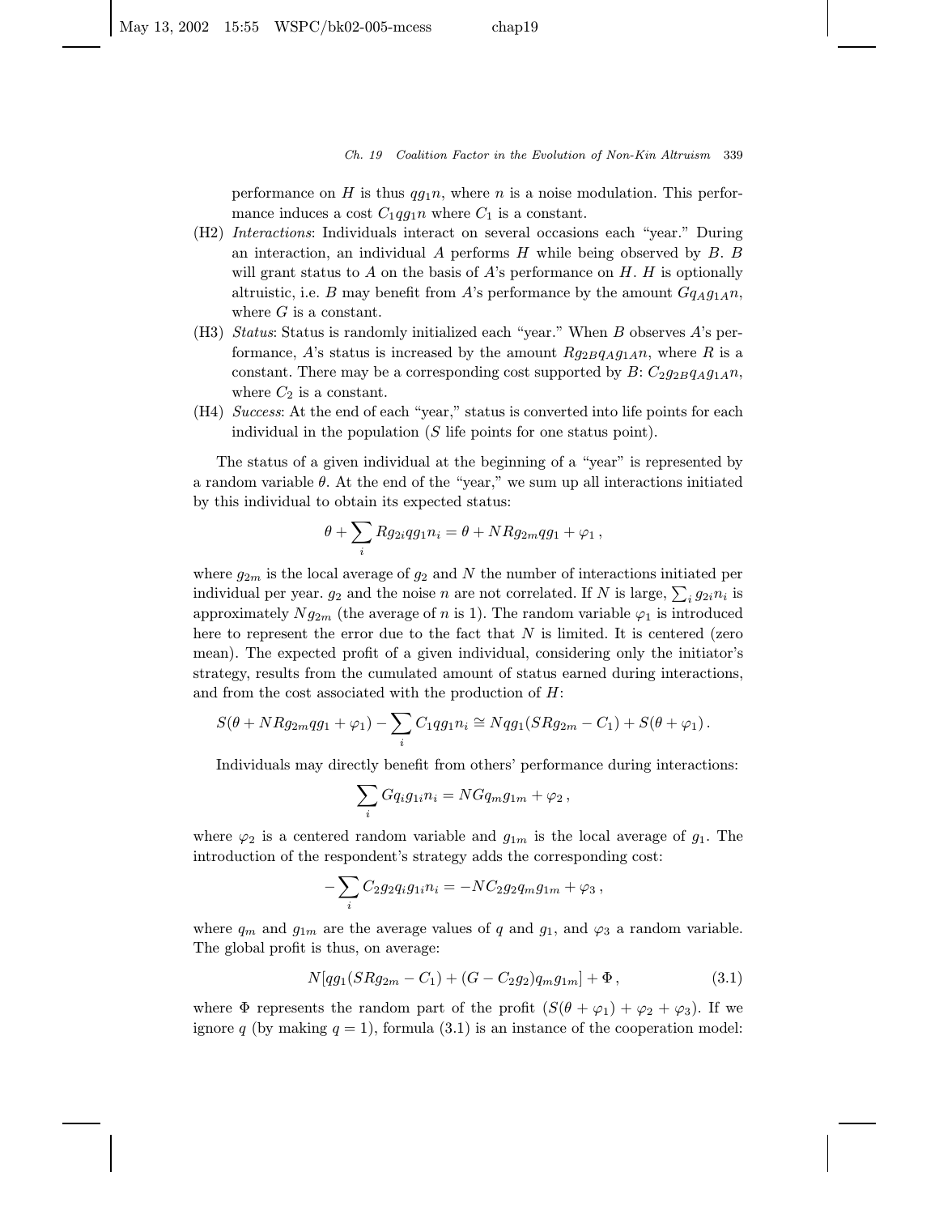performance on $H$ is thus $qg_1n$, where $n$ is a noise modulation. This performance induces a cost $C_1qg_1n$ where $C_1$ is a constant.

(H2) *Interactions*: Individuals interact on several occasions each "year." During an interaction, an individual $A$ performs $H$ while being observed by $B$. $B$ will grant status to $A$ on the basis of $A$'s performance on $H$. $H$ is optionally altruistic, i.e. $B$ may benefit from $A$'s performance by the amount $Gq_Ag_{1A}n$, where $G$ is a constant.

(H3) *Status*: Status is randomly initialized each "year." When $B$ observes $A$'s performance, $A$'s status is increased by the amount $Rg_{2B}q_Ag_{1A}n$, where $R$ is a constant. There may be a corresponding cost supported by $B$: $C_2g_{2B}q_Ag_{1A}n$, where $C_2$ is a constant.

(H4) *Success*: At the end of each "year," status is converted into life points for each individual in the population ($S$ life points for one status point).

The status of a given individual at the beginning of a "year" is represented by a random variable $\theta$. At the end of the "year," we sum up all interactions initiated by this individual to obtain its expected status:

$$\theta + \sum_i Rg_{2i}qg_1n_i = \theta + NRg_{2m}qg_1 + \varphi_1 ,$$

where $g_{2m}$ is the local average of $g_2$ and $N$ the number of interactions initiated per individual per year. $g_2$ and the noise $n$ are not correlated. If $N$ is large, $\sum_i g_{2i}n_i$ is approximately $Ng_{2m}$ (the average of $n$ is 1). The random variable $\varphi_1$ is introduced here to represent the error due to the fact that $N$ is limited. It is centered (zero mean). The expected profit of a given individual, considering only the initiator's strategy, results from the cumulated amount of status earned during interactions, and from the cost associated with the production of $H$:

$$S(\theta + NRg_{2m}qg_1 + \varphi_1) - \sum_i C_1qg_1n_i \cong Nqg_1(SRg_{2m} - C_1) + S(\theta + \varphi_1) .$$

Individuals may directly benefit from others' performance during interactions:

$$\sum_i Gq_ig_{1i}n_i = NGq_mg_{1m} + \varphi_2 ,$$

where $\varphi_2$ is a centered random variable and $g_{1m}$ is the local average of $g_1$. The introduction of the respondent's strategy adds the corresponding cost:

$$-\sum_i C_2g_2q_ig_{1i}n_i = -NC_2g_2q_mg_{1m} + \varphi_3 ,$$

where $q_m$ and $g_{1m}$ are the average values of $q$ and $g_1$, and $\varphi_3$ a random variable. The global profit is thus, on average:

$$N[qg_1(SRg_{2m} - C_1) + (G - C_2g_2)q_mg_{1m}] + \Phi , \tag{3.1}$$

where $\Phi$ represents the random part of the profit $(S(\theta + \varphi_1) + \varphi_2 + \varphi_3)$. If we ignore $q$ (by making $q = 1$), formula (3.1) is an instance of the cooperation model: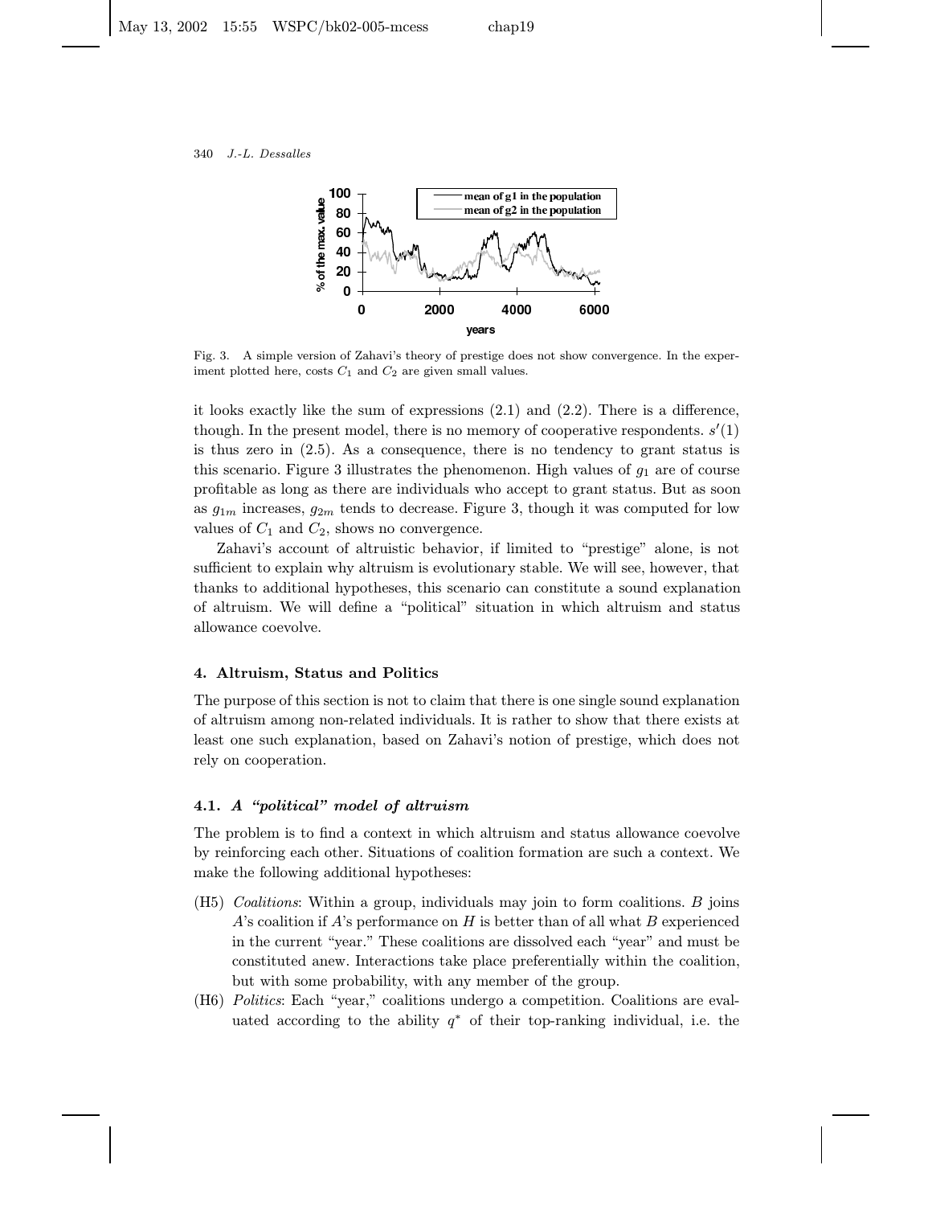Fig. 3. A simple version of Zahavi's theory of prestige does not show convergence. In the experiment plotted here, costs $C_1$ and $C_2$ are given small values.

it looks exactly like the sum of expressions (2.1) and (2.2). There is a difference, though. In the present model, there is no memory of cooperative respondents. $s'(1)$ is thus zero in (2.5). As a consequence, there is no tendency to grant status is this scenario. Figure 3 illustrates the phenomenon. High values of $g_1$ are of course profitable as long as there are individuals who accept to grant status. But as soon as $g_{1m}$ increases, $g_{2m}$ tends to decrease. Figure 3, though it was computed for low values of $C_1$ and $C_2$, shows no convergence.

Zahavi's account of altruistic behavior, if limited to "prestige" alone, is not sufficient to explain why altruism is evolutionary stable. We will see, however, that thanks to additional hypotheses, this scenario can constitute a sound explanation of altruism. We will define a "political" situation in which altruism and status allowance coevolve.

## 4. Altruism, Status and Politics

The purpose of this section is not to claim that there is one single sound explanation of altruism among non-related individuals. It is rather to show that there exists at least one such explanation, based on Zahavi's notion of prestige, which does not rely on cooperation.

### 4.1. *A "political" model of altruism*

The problem is to find a context in which altruism and status allowance coevolve by reinforcing each other. Situations of coalition formation are such a context. We make the following additional hypotheses:

- (H5) *Coalitions*: Within a group, individuals may join to form coalitions. $B$ joins $A$'s coalition if $A$'s performance on $H$ is better than of all what $B$ experienced in the current "year." These coalitions are dissolved each "year" and must be constituted anew. Interactions take place preferentially within the coalition, but with some probability, with any member of the group.
- (H6) *Politics*: Each "year," coalitions undergo a competition. Coalitions are evaluated according to the ability $q^*$ of their top-ranking individual, i.e. the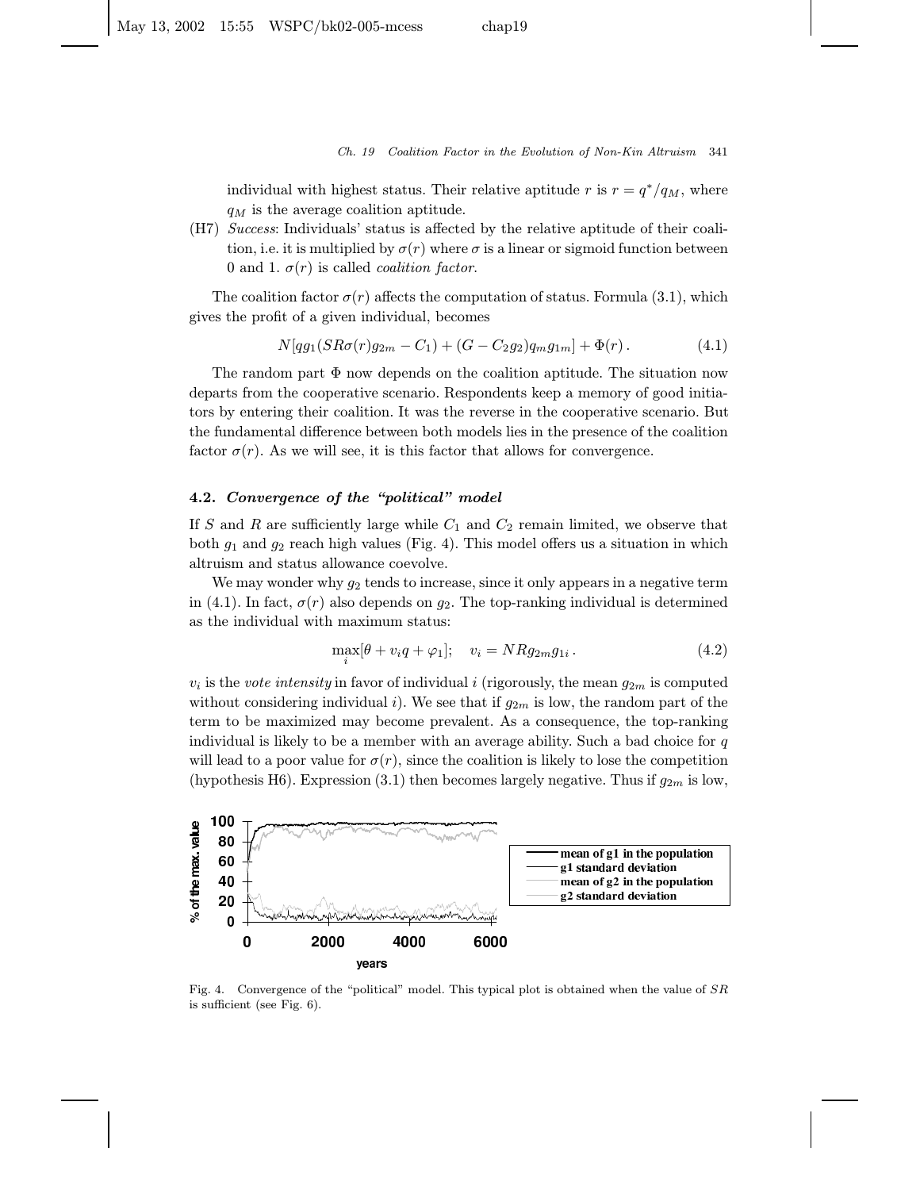individual with highest status. Their relative aptitude $r$ is $r = q^*/q_M$, where $q_M$ is the average coalition aptitude.

(H7) *Success*: Individuals' status is affected by the relative aptitude of their coalition, i.e. it is multiplied by $\sigma(r)$ where $\sigma$ is a linear or sigmoid function between 0 and 1. $\sigma(r)$ is called *coalition factor*.

The coalition factor $\sigma(r)$ affects the computation of status. Formula (3.1), which gives the profit of a given individual, becomes

$$N[qg_1(SR\sigma(r)g_{2m} - C_1) + (G - C_2g_2)q_mg_{1m}] + \Phi(r)\,. \tag{4.1}$$

The random part $\Phi$ now depends on the coalition aptitude. The situation now departs from the cooperative scenario. Respondents keep a memory of good initiators by entering their coalition. It was the reverse in the cooperative scenario. But the fundamental difference between both models lies in the presence of the coalition factor $\sigma(r)$. As we will see, it is this factor that allows for convergence.

### 4.2. *Convergence of the "political" model*

If $S$ and $R$ are sufficiently large while $C_1$ and $C_2$ remain limited, we observe that both $g_1$ and $g_2$ reach high values (Fig. 4). This model offers us a situation in which altruism and status allowance coevolve.

We may wonder why $g_2$ tends to increase, since it only appears in a negative term in (4.1). In fact, $\sigma(r)$ also depends on $g_2$. The top-ranking individual is determined as the individual with maximum status:

$$\max_i[\theta + v_iq + \varphi_1]; \quad v_i = NRg_{2m}g_{1i}\,. \tag{4.2}$$

$v_i$ is the *vote intensity* in favor of individual $i$ (rigorously, the mean $g_{2m}$ is computed without considering individual $i$). We see that if $g_{2m}$ is low, the random part of the term to be maximized may become prevalent. As a consequence, the top-ranking individual is likely to be a member with an average ability. Such a bad choice for $q$ will lead to a poor value for $\sigma(r)$, since the coalition is likely to lose the competition (hypothesis H6). Expression (3.1) then becomes largely negative. Thus if $g_{2m}$ is low,

Fig. 4. Convergence of the "political" model. This typical plot is obtained when the value of $SR$ is sufficient (see Fig. 6).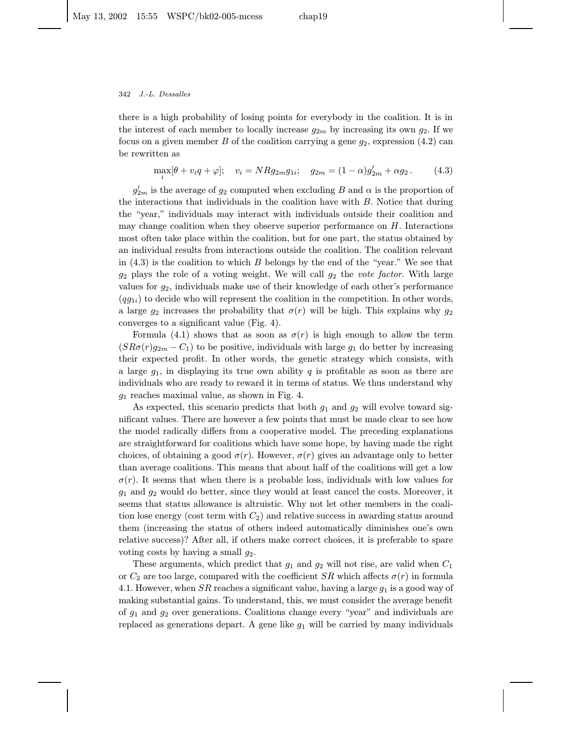there is a high probability of losing points for everybody in the coalition. It is in the interest of each member to locally increase $g_{2m}$ by increasing its own $g_2$. If we focus on a given member $B$ of the coalition carrying a gene $g_2$, expression (4.2) can be rewritten as

$$\max_i[\theta + v_i q + \varphi]; \quad v_i = NRg_{2m}g_{1i}; \quad g_{2m} = (1-\alpha)g'_{2m} + \alpha g_2 . \qquad (4.3)$$

$g'_{2m}$ is the average of $g_2$ computed when excluding $B$ and $\alpha$ is the proportion of the interactions that individuals in the coalition have with $B$. Notice that during the "year," individuals may interact with individuals outside their coalition and may change coalition when they observe superior performance on $H$. Interactions most often take place within the coalition, but for one part, the status obtained by an individual results from interactions outside the coalition. The coalition relevant in (4.3) is the coalition to which $B$ belongs by the end of the "year." We see that $g_2$ plays the role of a voting weight. We will call $g_2$ the *vote factor*. With large values for $g_2$, individuals make use of their knowledge of each other's performance ($qg_{1i}$) to decide who will represent the coalition in the competition. In other words, a large $g_2$ increases the probability that $\sigma(r)$ will be high. This explains why $g_2$ converges to a significant value (Fig. 4).

Formula (4.1) shows that as soon as $\sigma(r)$ is high enough to allow the term $(SR\sigma(r)g_{2m} - C_1)$ to be positive, individuals with large $g_1$ do better by increasing their expected profit. In other words, the genetic strategy which consists, with a large $g_1$, in displaying its true own ability $q$ is profitable as soon as there are individuals who are ready to reward it in terms of status. We thus understand why $g_1$ reaches maximal value, as shown in Fig. 4.

As expected, this scenario predicts that both $g_1$ and $g_2$ will evolve toward significant values. There are however a few points that must be made clear to see how the model radically differs from a cooperative model. The preceding explanations are straightforward for coalitions which have some hope, by having made the right choices, of obtaining a good $\sigma(r)$. However, $\sigma(r)$ gives an advantage only to better than average coalitions. This means that about half of the coalitions will get a low $\sigma(r)$. It seems that when there is a probable loss, individuals with low values for $g_1$ and $g_2$ would do better, since they would at least cancel the costs. Moreover, it seems that status allowance is altruistic. Why not let other members in the coalition lose energy (cost term with $C_2$) and relative success in awarding status around them (increasing the status of others indeed automatically diminishes one's own relative success)? After all, if others make correct choices, it is preferable to spare voting costs by having a small $g_2$.

These arguments, which predict that $g_1$ and $g_2$ will not rise, are valid when $C_1$ or $C_2$ are too large, compared with the coefficient $SR$ which affects $\sigma(r)$ in formula 4.1. However, when $SR$ reaches a significant value, having a large $g_1$ is a good way of making substantial gains. To understand, this, we must consider the average benefit of $g_1$ and $g_2$ over generations. Coalitions change every "year" and individuals are replaced as generations depart. A gene like $g_1$ will be carried by many individuals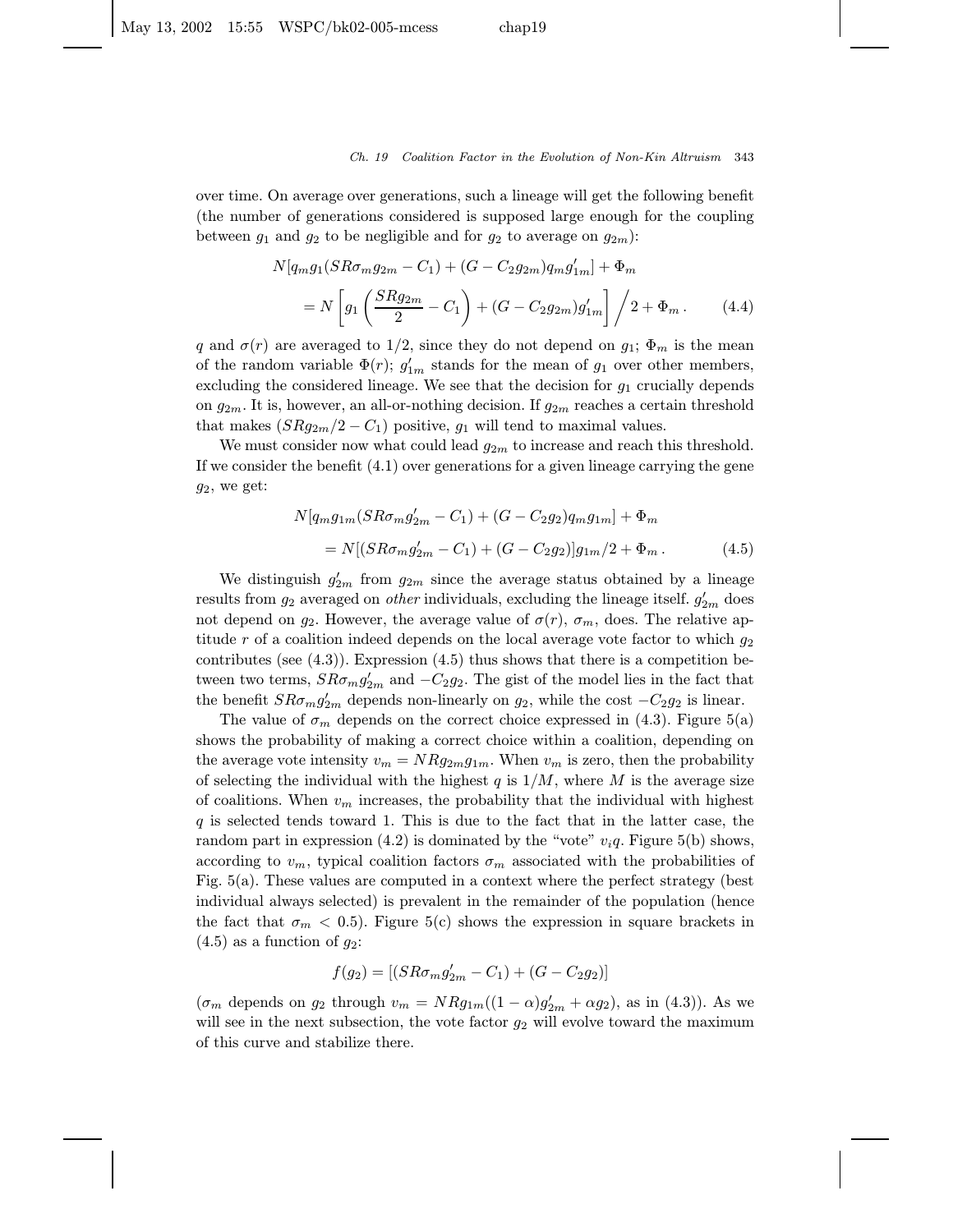over time. On average over generations, such a lineage will get the following benefit (the number of generations considered is supposed large enough for the coupling between $g_1$ and $g_2$ to be negligible and for $g_2$ to average on $g_{2m}$):

$$N[q_m g_1(SR\sigma_m g_{2m} - C_1) + (G - C_2 g_{2m})q_m g'_{1m}] + \Phi_m$$
$$= N\left[g_1\left(\frac{SRg_{2m}}{2} - C_1\right) + (G - C_2 g_{2m})g'_{1m}\right] \bigg/ 2 + \Phi_m\,. \qquad (4.4)$$

$q$ and $\sigma(r)$ are averaged to 1/2, since they do not depend on $g_1$; $\Phi_m$ is the mean of the random variable $\Phi(r)$; $g'_{1m}$ stands for the mean of $g_1$ over other members, excluding the considered lineage. We see that the decision for $g_1$ crucially depends on $g_{2m}$. It is, however, an all-or-nothing decision. If $g_{2m}$ reaches a certain threshold that makes $(SRg_{2m}/2 - C_1)$ positive, $g_1$ will tend to maximal values.

We must consider now what could lead $g_{2m}$ to increase and reach this threshold. If we consider the benefit (4.1) over generations for a given lineage carrying the gene $g_2$, we get:

$$N[q_m g_{1m}(SR\sigma_m g'_{2m} - C_1) + (G - C_2 g_2)q_m g_{1m}] + \Phi_m$$
$$= N[(SR\sigma_m g'_{2m} - C_1) + (G - C_2 g_2)]g_{1m}/2 + \Phi_m\,. \qquad (4.5)$$

We distinguish $g'_{2m}$ from $g_{2m}$ since the average status obtained by a lineage results from $g_2$ averaged on *other* individuals, excluding the lineage itself. $g'_{2m}$ does not depend on $g_2$. However, the average value of $\sigma(r)$, $\sigma_m$, does. The relative aptitude $r$ of a coalition indeed depends on the local average vote factor to which $g_2$ contributes (see (4.3)). Expression (4.5) thus shows that there is a competition between two terms, $SR\sigma_m g'_{2m}$ and $-C_2 g_2$. The gist of the model lies in the fact that the benefit $SR\sigma_m g'_{2m}$ depends non-linearly on $g_2$, while the cost $-C_2 g_2$ is linear.

The value of $\sigma_m$ depends on the correct choice expressed in (4.3). Figure 5(a) shows the probability of making a correct choice within a coalition, depending on the average vote intensity $v_m = NRg_{2m}g_{1m}$. When $v_m$ is zero, then the probability of selecting the individual with the highest $q$ is $1/M$, where $M$ is the average size of coalitions. When $v_m$ increases, the probability that the individual with highest $q$ is selected tends toward 1. This is due to the fact that in the latter case, the random part in expression (4.2) is dominated by the "vote" $v_i q$. Figure 5(b) shows, according to $v_m$, typical coalition factors $\sigma_m$ associated with the probabilities of Fig. 5(a). These values are computed in a context where the perfect strategy (best individual always selected) is prevalent in the remainder of the population (hence the fact that $\sigma_m < 0.5$). Figure 5(c) shows the expression in square brackets in (4.5) as a function of $g_2$:

$$f(g_2) = [(SR\sigma_m g'_{2m} - C_1) + (G - C_2 g_2)]$$

($\sigma_m$ depends on $g_2$ through $v_m = NRg_{1m}((1-\alpha)g'_{2m} + \alpha g_2)$, as in (4.3)). As we will see in the next subsection, the vote factor $g_2$ will evolve toward the maximum of this curve and stabilize there.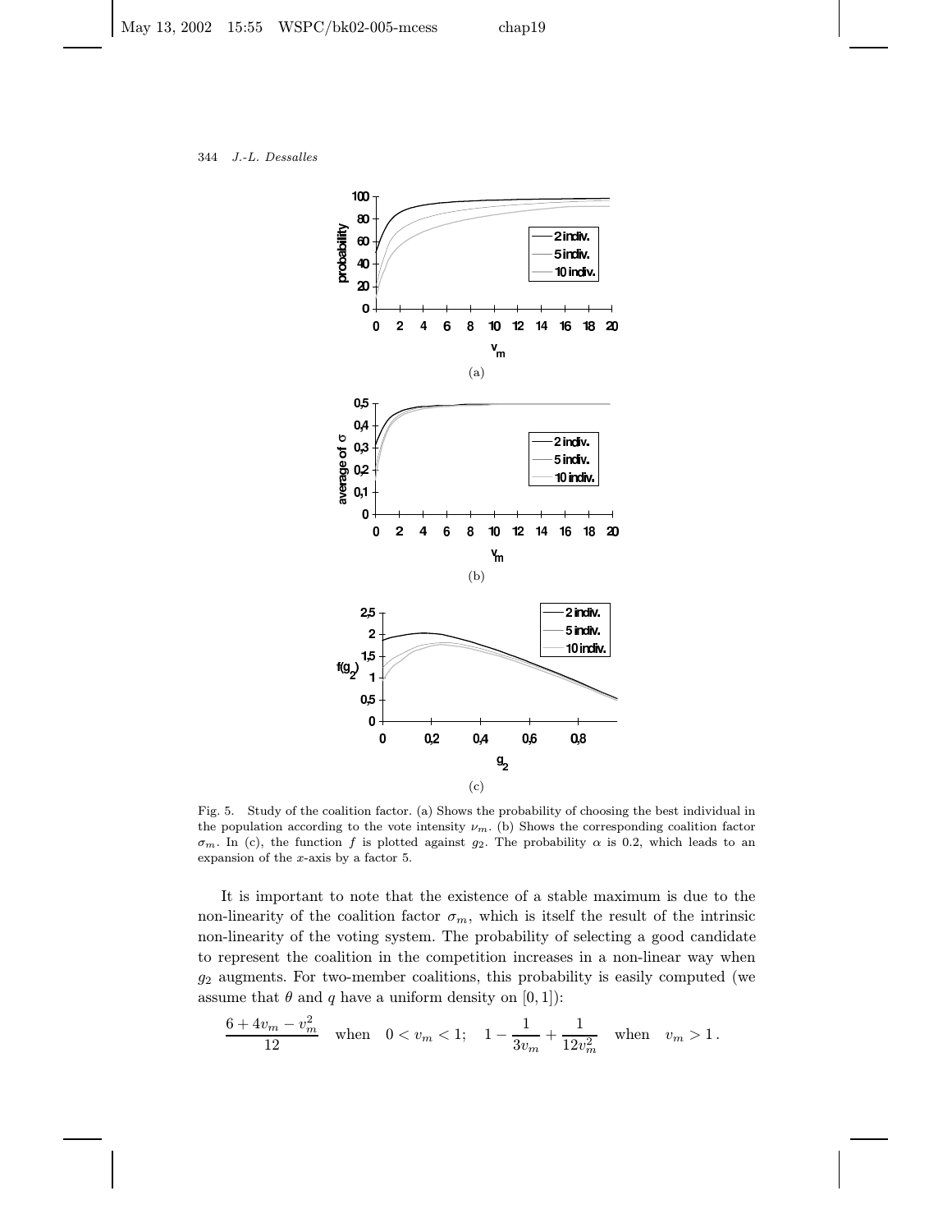Fig. 5. Study of the coalition factor. (a) Shows the probability of choosing the best individual in the population according to the vote intensity $\nu_m$. (b) Shows the corresponding coalition factor $\sigma_m$. In (c), the function $f$ is plotted against $g_2$. The probability $\alpha$ is 0.2, which leads to an expansion of the $x$-axis by a factor 5.

It is important to note that the existence of a stable maximum is due to the non-linearity of the coalition factor $\sigma_m$, which is itself the result of the intrinsic non-linearity of the voting system. The probability of selecting a good candidate to represent the coalition in the competition increases in a non-linear way when $g_2$ augments. For two-member coalitions, this probability is easily computed (we assume that $\theta$ and $q$ have a uniform density on $[0, 1]$):

$$\frac{6 + 4v_m - v_m^2}{12} \quad \text{when} \quad 0 < v_m < 1; \quad 1 - \frac{1}{3v_m} + \frac{1}{12v_m^2} \quad \text{when} \quad v_m > 1\,.$$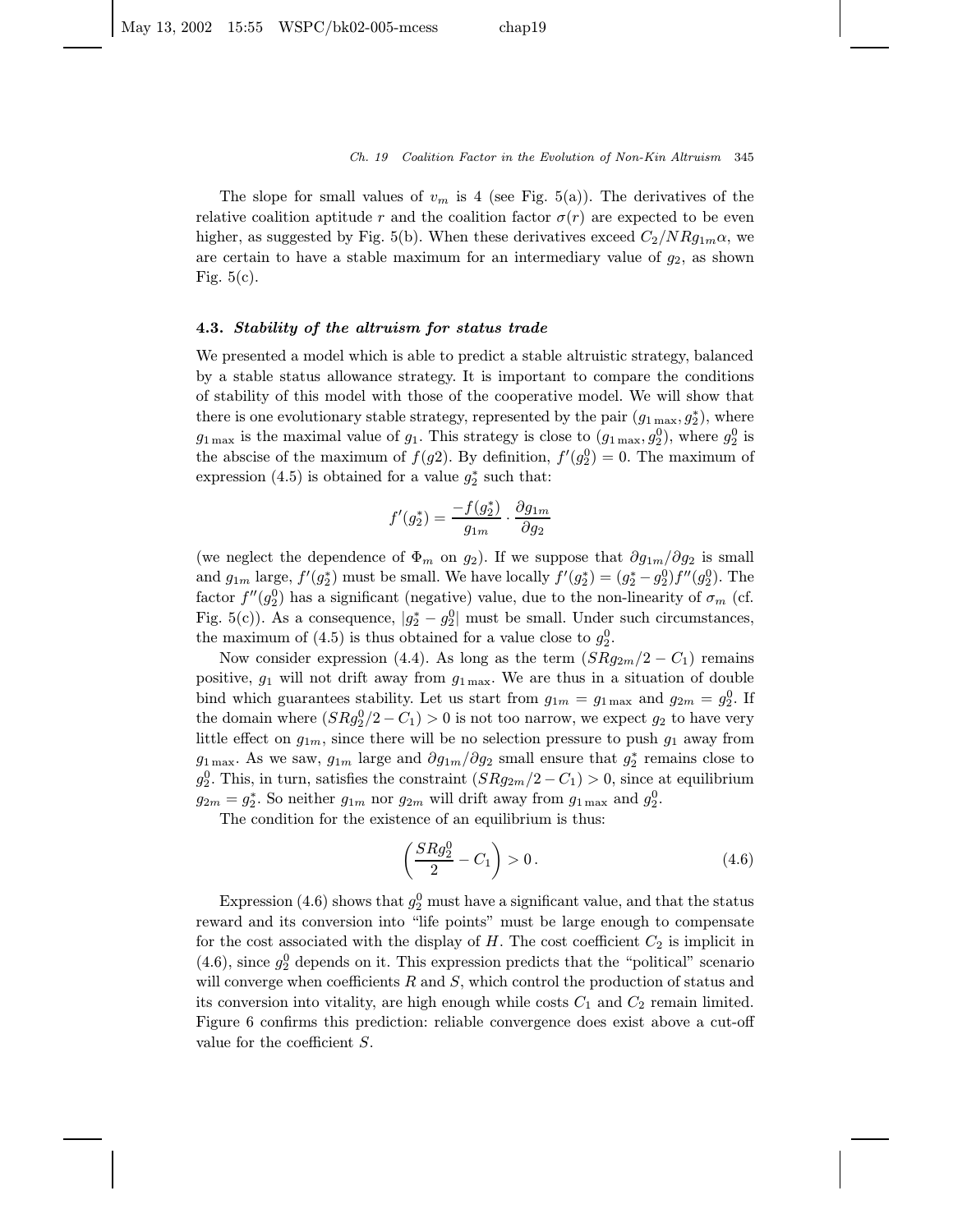The slope for small values of $v_m$ is 4 (see Fig. 5(a)). The derivatives of the relative coalition aptitude $r$ and the coalition factor $\sigma(r)$ are expected to be even higher, as suggested by Fig. 5(b). When these derivatives exceed $C_2/NRg_{1m}\alpha$, we are certain to have a stable maximum for an intermediary value of $g_2$, as shown Fig. 5(c).

### 4.3. *Stability of the altruism for status trade*

We presented a model which is able to predict a stable altruistic strategy, balanced by a stable status allowance strategy. It is important to compare the conditions of stability of this model with those of the cooperative model. We will show that there is one evolutionary stable strategy, represented by the pair $(g_{1\,\max}, g_2^*)$, where $g_{1\,\max}$ is the maximal value of $g_1$. This strategy is close to $(g_{1\,\max}, g_2^0)$, where $g_2^0$ is the abscise of the maximum of $f(g2)$. By definition, $f'(g_2^0) = 0$. The maximum of expression (4.5) is obtained for a value $g_2^*$ such that:

$$f'(g_2^*) = \frac{-f(g_2^*)}{g_{1m}} \cdot \frac{\partial g_{1m}}{\partial g_2}$$

(we neglect the dependence of $\Phi_m$ on $g_2$). If we suppose that $\partial g_{1m}/\partial g_2$ is small and $g_{1m}$ large, $f'(g_2^*)$ must be small. We have locally $f'(g_2^*) = (g_2^* - g_2^0) f''(g_2^0)$. The factor $f''(g_2^0)$ has a significant (negative) value, due to the non-linearity of $\sigma_m$ (cf. Fig. 5(c)). As a consequence, $|g_2^* - g_2^0|$ must be small. Under such circumstances, the maximum of (4.5) is thus obtained for a value close to $g_2^0$.

Now consider expression (4.4). As long as the term $(SRg_{2m}/2 - C_1)$ remains positive, $g_1$ will not drift away from $g_{1\,\max}$. We are thus in a situation of double bind which guarantees stability. Let us start from $g_{1m} = g_{1\,\max}$ and $g_{2m} = g_2^0$. If the domain where $(SRg_2^0/2 - C_1) > 0$ is not too narrow, we expect $g_2$ to have very little effect on $g_{1m}$, since there will be no selection pressure to push $g_1$ away from $g_{1\,\max}$. As we saw, $g_{1m}$ large and $\partial g_{1m}/\partial g_2$ small ensure that $g_2^*$ remains close to $g_2^0$. This, in turn, satisfies the constraint $(SRg_{2m}/2 - C_1) > 0$, since at equilibrium $g_{2m} = g_2^*$. So neither $g_{1m}$ nor $g_{2m}$ will drift away from $g_{1\,\max}$ and $g_2^0$.

The condition for the existence of an equilibrium is thus:

$$\left(\frac{SRg_2^0}{2} - C_1\right) > 0\,. \tag{4.6}$$

Expression (4.6) shows that $g_2^0$ must have a significant value, and that the status reward and its conversion into "life points" must be large enough to compensate for the cost associated with the display of $H$. The cost coefficient $C_2$ is implicit in (4.6), since $g_2^0$ depends on it. This expression predicts that the "political" scenario will converge when coefficients $R$ and $S$, which control the production of status and its conversion into vitality, are high enough while costs $C_1$ and $C_2$ remain limited. Figure 6 confirms this prediction: reliable convergence does exist above a cut-off value for the coefficient $S$.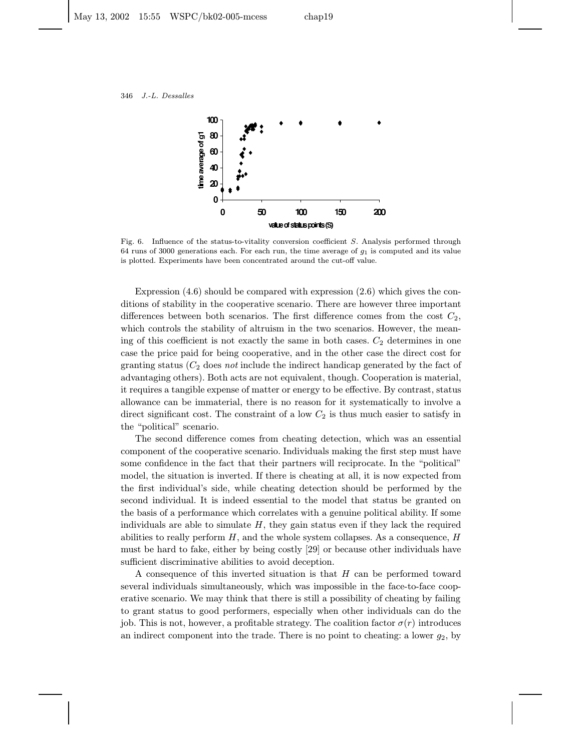100
80
60
40
20
0
time average of g1
0
50
100
150
200
value of status points (S)

Fig. 6. Influence of the status-to-vitality conversion coefficient $S$. Analysis performed through 64 runs of 3000 generations each. For each run, the time average of $g_1$ is computed and its value is plotted. Experiments have been concentrated around the cut-off value.

Expression (4.6) should be compared with expression (2.6) which gives the conditions of stability in the cooperative scenario. There are however three important differences between both scenarios. The first difference comes from the cost $C_2$, which controls the stability of altruism in the two scenarios. However, the meaning of this coefficient is not exactly the same in both cases. $C_2$ determines in one case the price paid for being cooperative, and in the other case the direct cost for granting status ($C_2$ does *not* include the indirect handicap generated by the fact of advantaging others). Both acts are not equivalent, though. Cooperation is material, it requires a tangible expense of matter or energy to be effective. By contrast, status allowance can be immaterial, there is no reason for it systematically to involve a direct significant cost. The constraint of a low $C_2$ is thus much easier to satisfy in the "political" scenario.

The second difference comes from cheating detection, which was an essential component of the cooperative scenario. Individuals making the first step must have some confidence in the fact that their partners will reciprocate. In the "political" model, the situation is inverted. If there is cheating at all, it is now expected from the first individual's side, while cheating detection should be performed by the second individual. It is indeed essential to the model that status be granted on the basis of a performance which correlates with a genuine political ability. If some individuals are able to simulate $H$, they gain status even if they lack the required abilities to really perform $H$, and the whole system collapses. As a consequence, $H$ must be hard to fake, either by being costly [29] or because other individuals have sufficient discriminative abilities to avoid deception.

A consequence of this inverted situation is that $H$ can be performed toward several individuals simultaneously, which was impossible in the face-to-face cooperative scenario. We may think that there is still a possibility of cheating by failing to grant status to good performers, especially when other individuals can do the job. This is not, however, a profitable strategy. The coalition factor $\sigma(r)$ introduces an indirect component into the trade. There is no point to cheating: a lower $g_2$, by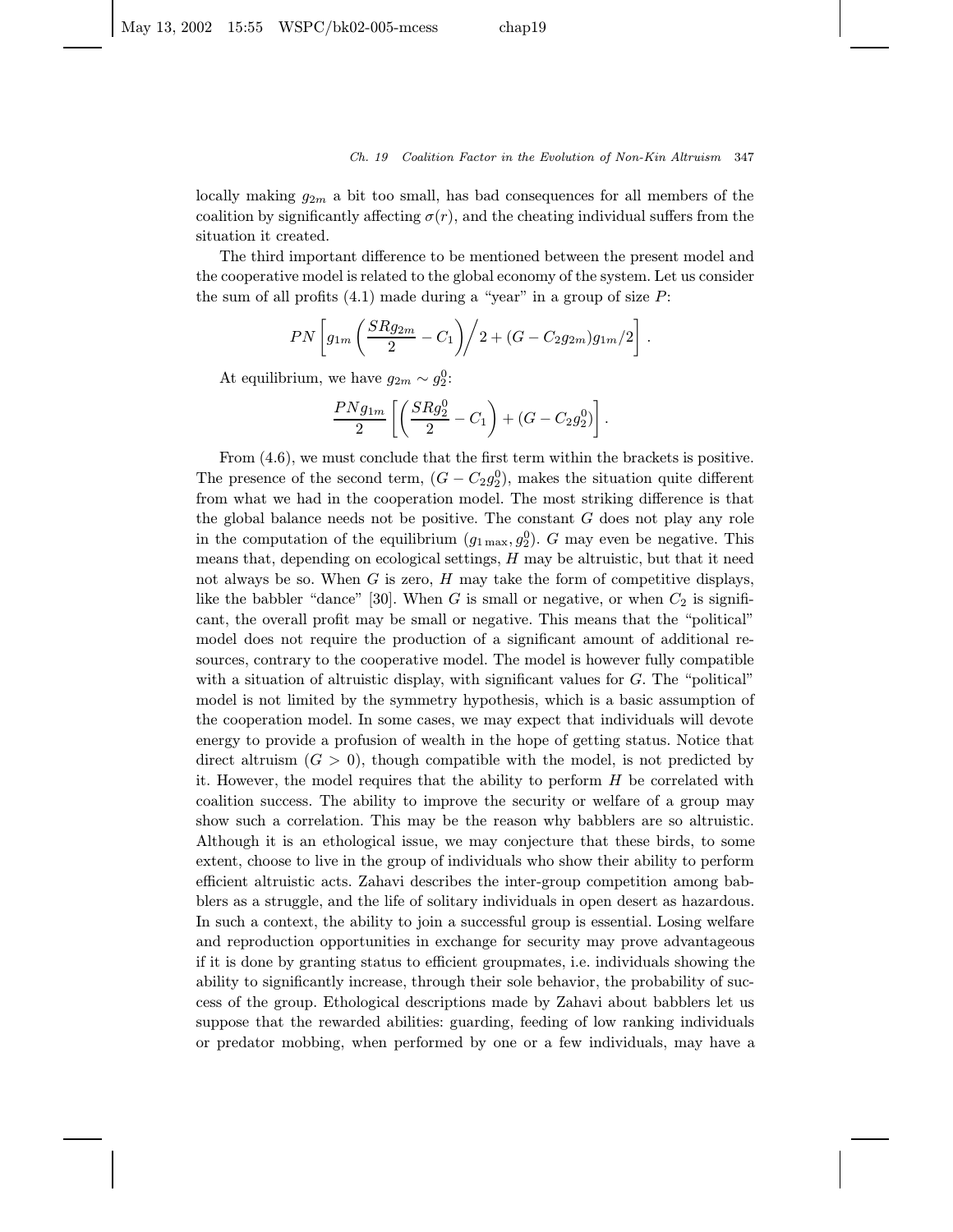locally making $g_{2m}$ a bit too small, has bad consequences for all members of the coalition by significantly affecting $\sigma(r)$, and the cheating individual suffers from the situation it created.

The third important difference to be mentioned between the present model and the cooperative model is related to the global economy of the system. Let us consider the sum of all profits (4.1) made during a "year" in a group of size $P$:

$$PN\left[g_{1m}\left(\frac{SRg_{2m}}{2} - C_1\right)\Big/2 + (G - C_2 g_{2m})g_{1m}/2\right].$$

At equilibrium, we have $g_{2m} \sim g_2^0$:

$$\frac{PNg_{1m}}{2}\left[\left(\frac{SRg_2^0}{2} - C_1\right) + (G - C_2 g_2^0)\right].$$

From (4.6), we must conclude that the first term within the brackets is positive. The presence of the second term, $(G - C_2 g_2^0)$, makes the situation quite different from what we had in the cooperation model. The most striking difference is that the global balance needs not be positive. The constant $G$ does not play any role in the computation of the equilibrium $(g_{1\max}, g_2^0)$. $G$ may even be negative. This means that, depending on ecological settings, $H$ may be altruistic, but that it need not always be so. When $G$ is zero, $H$ may take the form of competitive displays, like the babbler "dance" [30]. When $G$ is small or negative, or when $C_2$ is significant, the overall profit may be small or negative. This means that the "political" model does not require the production of a significant amount of additional resources, contrary to the cooperative model. The model is however fully compatible with a situation of altruistic display, with significant values for $G$. The "political" model is not limited by the symmetry hypothesis, which is a basic assumption of the cooperation model. In some cases, we may expect that individuals will devote energy to provide a profusion of wealth in the hope of getting status. Notice that direct altruism ($G > 0$), though compatible with the model, is not predicted by it. However, the model requires that the ability to perform $H$ be correlated with coalition success. The ability to improve the security or welfare of a group may show such a correlation. This may be the reason why babblers are so altruistic. Although it is an ethological issue, we may conjecture that these birds, to some extent, choose to live in the group of individuals who show their ability to perform efficient altruistic acts. Zahavi describes the inter-group competition among babblers as a struggle, and the life of solitary individuals in open desert as hazardous. In such a context, the ability to join a successful group is essential. Losing welfare and reproduction opportunities in exchange for security may prove advantageous if it is done by granting status to efficient groupmates, i.e. individuals showing the ability to significantly increase, through their sole behavior, the probability of success of the group. Ethological descriptions made by Zahavi about babblers let us suppose that the rewarded abilities: guarding, feeding of low ranking individuals or predator mobbing, when performed by one or a few individuals, may have a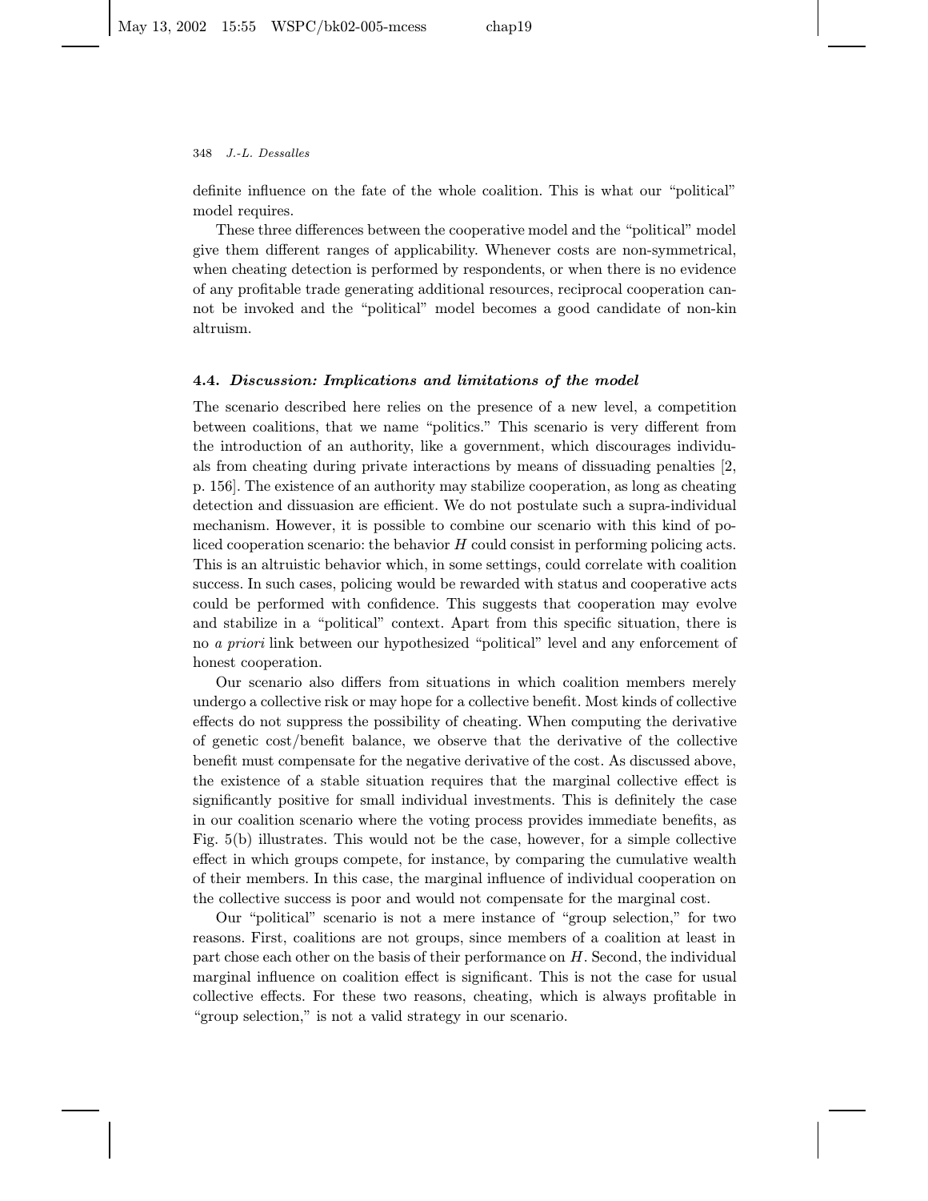definite influence on the fate of the whole coalition. This is what our "political" model requires.

These three differences between the cooperative model and the "political" model give them different ranges of applicability. Whenever costs are non-symmetrical, when cheating detection is performed by respondents, or when there is no evidence of any profitable trade generating additional resources, reciprocal cooperation cannot be invoked and the "political" model becomes a good candidate of non-kin altruism.

### 4.4. *Discussion: Implications and limitations of the model*

The scenario described here relies on the presence of a new level, a competition between coalitions, that we name "politics." This scenario is very different from the introduction of an authority, like a government, which discourages individuals from cheating during private interactions by means of dissuading penalties [2, p. 156]. The existence of an authority may stabilize cooperation, as long as cheating detection and dissuasion are efficient. We do not postulate such a supra-individual mechanism. However, it is possible to combine our scenario with this kind of policed cooperation scenario: the behavior $H$ could consist in performing policing acts. This is an altruistic behavior which, in some settings, could correlate with coalition success. In such cases, policing would be rewarded with status and cooperative acts could be performed with confidence. This suggests that cooperation may evolve and stabilize in a "political" context. Apart from this specific situation, there is no *a priori* link between our hypothesized "political" level and any enforcement of honest cooperation.

Our scenario also differs from situations in which coalition members merely undergo a collective risk or may hope for a collective benefit. Most kinds of collective effects do not suppress the possibility of cheating. When computing the derivative of genetic cost/benefit balance, we observe that the derivative of the collective benefit must compensate for the negative derivative of the cost. As discussed above, the existence of a stable situation requires that the marginal collective effect is significantly positive for small individual investments. This is definitely the case in our coalition scenario where the voting process provides immediate benefits, as Fig. 5(b) illustrates. This would not be the case, however, for a simple collective effect in which groups compete, for instance, by comparing the cumulative wealth of their members. In this case, the marginal influence of individual cooperation on the collective success is poor and would not compensate for the marginal cost.

Our "political" scenario is not a mere instance of "group selection," for two reasons. First, coalitions are not groups, since members of a coalition at least in part chose each other on the basis of their performance on $H$. Second, the individual marginal influence on coalition effect is significant. This is not the case for usual collective effects. For these two reasons, cheating, which is always profitable in "group selection," is not a valid strategy in our scenario.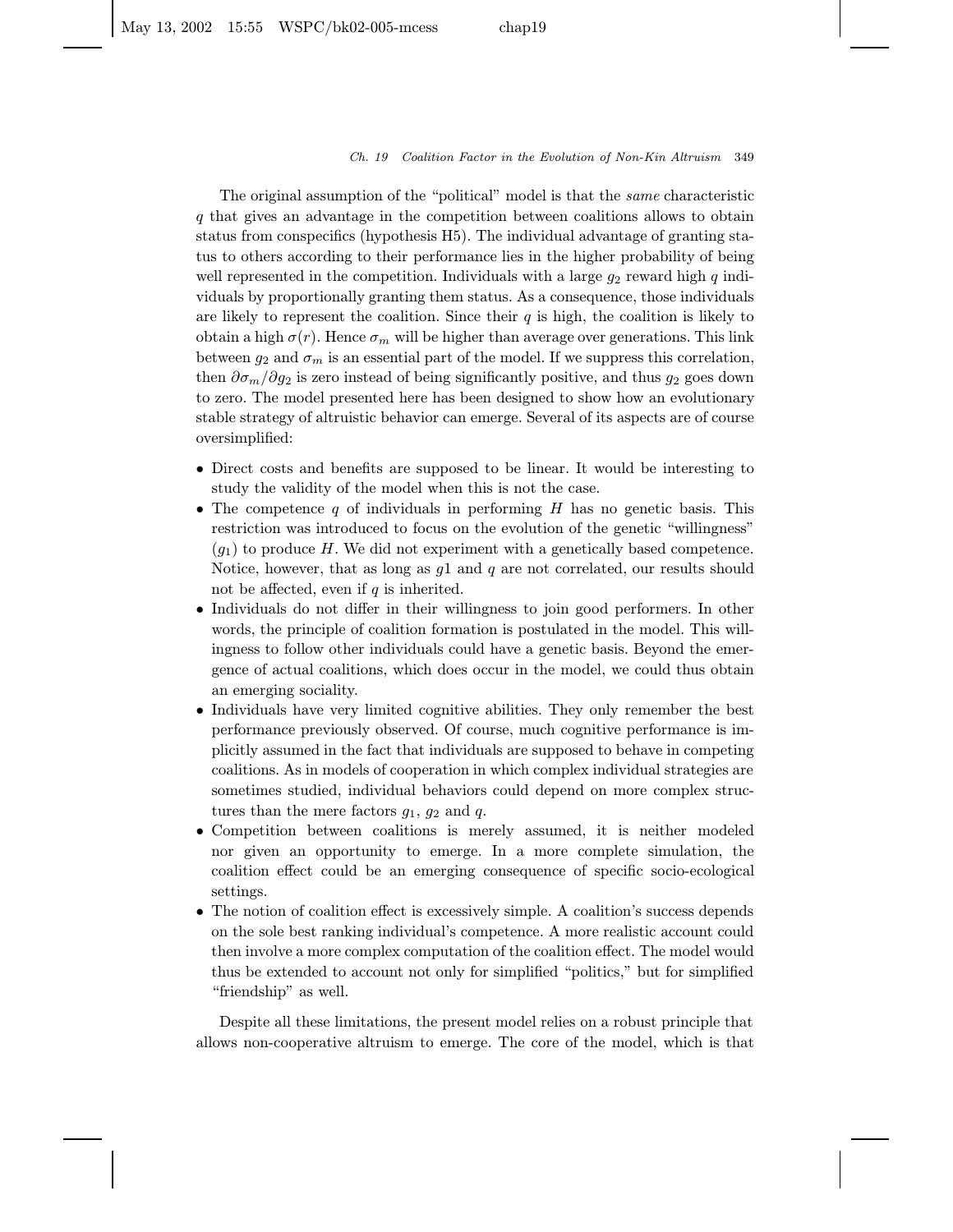The original assumption of the "political" model is that the *same* characteristic $q$ that gives an advantage in the competition between coalitions allows to obtain status from conspecifics (hypothesis H5). The individual advantage of granting status to others according to their performance lies in the higher probability of being well represented in the competition. Individuals with a large $g_2$ reward high $q$ individuals by proportionally granting them status. As a consequence, those individuals are likely to represent the coalition. Since their $q$ is high, the coalition is likely to obtain a high $\sigma(r)$. Hence $\sigma_m$ will be higher than average over generations. This link between $g_2$ and $\sigma_m$ is an essential part of the model. If we suppress this correlation, then $\partial\sigma_m/\partial g_2$ is zero instead of being significantly positive, and thus $g_2$ goes down to zero. The model presented here has been designed to show how an evolutionary stable strategy of altruistic behavior can emerge. Several of its aspects are of course oversimplified:

- Direct costs and benefits are supposed to be linear. It would be interesting to study the validity of the model when this is not the case.
- The competence $q$ of individuals in performing $H$ has no genetic basis. This restriction was introduced to focus on the evolution of the genetic "willingness" ($g_1$) to produce $H$. We did not experiment with a genetically based competence. Notice, however, that as long as $g1$ and $q$ are not correlated, our results should not be affected, even if $q$ is inherited.
- Individuals do not differ in their willingness to join good performers. In other words, the principle of coalition formation is postulated in the model. This willingness to follow other individuals could have a genetic basis. Beyond the emergence of actual coalitions, which does occur in the model, we could thus obtain an emerging sociality.
- Individuals have very limited cognitive abilities. They only remember the best performance previously observed. Of course, much cognitive performance is implicitly assumed in the fact that individuals are supposed to behave in competing coalitions. As in models of cooperation in which complex individual strategies are sometimes studied, individual behaviors could depend on more complex structures than the mere factors $g_1$, $g_2$ and $q$.
- Competition between coalitions is merely assumed, it is neither modeled nor given an opportunity to emerge. In a more complete simulation, the coalition effect could be an emerging consequence of specific socio-ecological settings.
- The notion of coalition effect is excessively simple. A coalition's success depends on the sole best ranking individual's competence. A more realistic account could then involve a more complex computation of the coalition effect. The model would thus be extended to account not only for simplified "politics," but for simplified "friendship" as well.

Despite all these limitations, the present model relies on a robust principle that allows non-cooperative altruism to emerge. The core of the model, which is that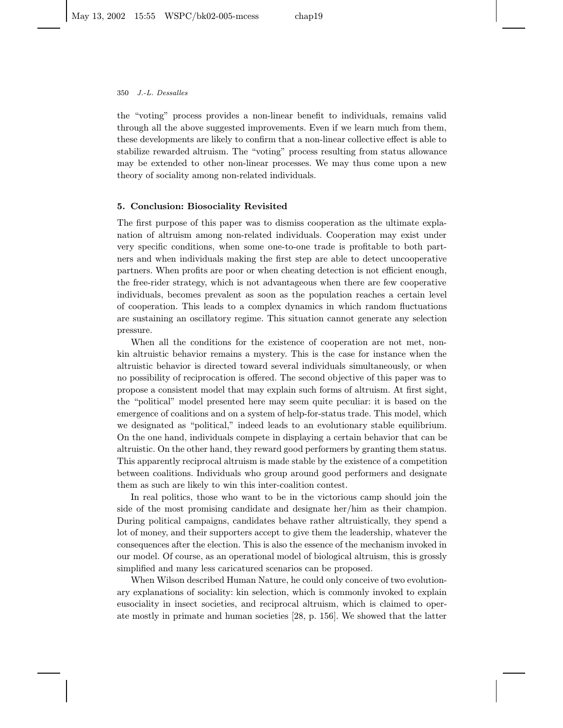the "voting" process provides a non-linear benefit to individuals, remains valid through all the above suggested improvements. Even if we learn much from them, these developments are likely to confirm that a non-linear collective effect is able to stabilize rewarded altruism. The "voting" process resulting from status allowance may be extended to other non-linear processes. We may thus come upon a new theory of sociality among non-related individuals.

## 5. Conclusion: Biosociality Revisited

The first purpose of this paper was to dismiss cooperation as the ultimate explanation of altruism among non-related individuals. Cooperation may exist under very specific conditions, when some one-to-one trade is profitable to both partners and when individuals making the first step are able to detect uncooperative partners. When profits are poor or when cheating detection is not efficient enough, the free-rider strategy, which is not advantageous when there are few cooperative individuals, becomes prevalent as soon as the population reaches a certain level of cooperation. This leads to a complex dynamics in which random fluctuations are sustaining an oscillatory regime. This situation cannot generate any selection pressure.

When all the conditions for the existence of cooperation are not met, non-kin altruistic behavior remains a mystery. This is the case for instance when the altruistic behavior is directed toward several individuals simultaneously, or when no possibility of reciprocation is offered. The second objective of this paper was to propose a consistent model that may explain such forms of altruism. At first sight, the "political" model presented here may seem quite peculiar: it is based on the emergence of coalitions and on a system of help-for-status trade. This model, which we designated as "political," indeed leads to an evolutionary stable equilibrium. On the one hand, individuals compete in displaying a certain behavior that can be altruistic. On the other hand, they reward good performers by granting them status. This apparently reciprocal altruism is made stable by the existence of a competition between coalitions. Individuals who group around good performers and designate them as such are likely to win this inter-coalition contest.

In real politics, those who want to be in the victorious camp should join the side of the most promising candidate and designate her/him as their champion. During political campaigns, candidates behave rather altruistically, they spend a lot of money, and their supporters accept to give them the leadership, whatever the consequences after the election. This is also the essence of the mechanism invoked in our model. Of course, as an operational model of biological altruism, this is grossly simplified and many less caricatured scenarios can be proposed.

When Wilson described Human Nature, he could only conceive of two evolutionary explanations of sociality: kin selection, which is commonly invoked to explain eusociality in insect societies, and reciprocal altruism, which is claimed to operate mostly in primate and human societies [28, p. 156]. We showed that the latter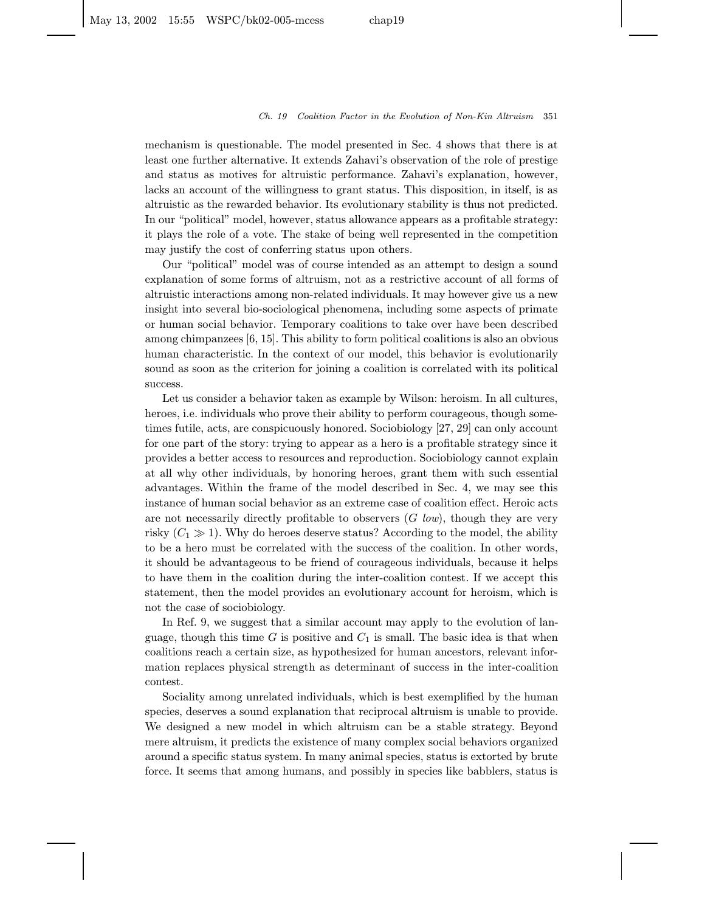mechanism is questionable. The model presented in Sec. 4 shows that there is at least one further alternative. It extends Zahavi's observation of the role of prestige and status as motives for altruistic performance. Zahavi's explanation, however, lacks an account of the willingness to grant status. This disposition, in itself, is as altruistic as the rewarded behavior. Its evolutionary stability is thus not predicted. In our "political" model, however, status allowance appears as a profitable strategy: it plays the role of a vote. The stake of being well represented in the competition may justify the cost of conferring status upon others.

Our "political" model was of course intended as an attempt to design a sound explanation of some forms of altruism, not as a restrictive account of all forms of altruistic interactions among non-related individuals. It may however give us a new insight into several bio-sociological phenomena, including some aspects of primate or human social behavior. Temporary coalitions to take over have been described among chimpanzees [6, 15]. This ability to form political coalitions is also an obvious human characteristic. In the context of our model, this behavior is evolutionarily sound as soon as the criterion for joining a coalition is correlated with its political success.

Let us consider a behavior taken as example by Wilson: heroism. In all cultures, heroes, i.e. individuals who prove their ability to perform courageous, though sometimes futile, acts, are conspicuously honored. Sociobiology [27, 29] can only account for one part of the story: trying to appear as a hero is a profitable strategy since it provides a better access to resources and reproduction. Sociobiology cannot explain at all why other individuals, by honoring heroes, grant them with such essential advantages. Within the frame of the model described in Sec. 4, we may see this instance of human social behavior as an extreme case of coalition effect. Heroic acts are not necessarily directly profitable to observers ($G$ *low*), though they are very risky ($C_1 \gg 1$). Why do heroes deserve status? According to the model, the ability to be a hero must be correlated with the success of the coalition. In other words, it should be advantageous to be friend of courageous individuals, because it helps to have them in the coalition during the inter-coalition contest. If we accept this statement, then the model provides an evolutionary account for heroism, which is not the case of sociobiology.

In Ref. 9, we suggest that a similar account may apply to the evolution of language, though this time $G$ is positive and $C_1$ is small. The basic idea is that when coalitions reach a certain size, as hypothesized for human ancestors, relevant information replaces physical strength as determinant of success in the inter-coalition contest.

Sociality among unrelated individuals, which is best exemplified by the human species, deserves a sound explanation that reciprocal altruism is unable to provide. We designed a new model in which altruism can be a stable strategy. Beyond mere altruism, it predicts the existence of many complex social behaviors organized around a specific status system. In many animal species, status is extorted by brute force. It seems that among humans, and possibly in species like babblers, status is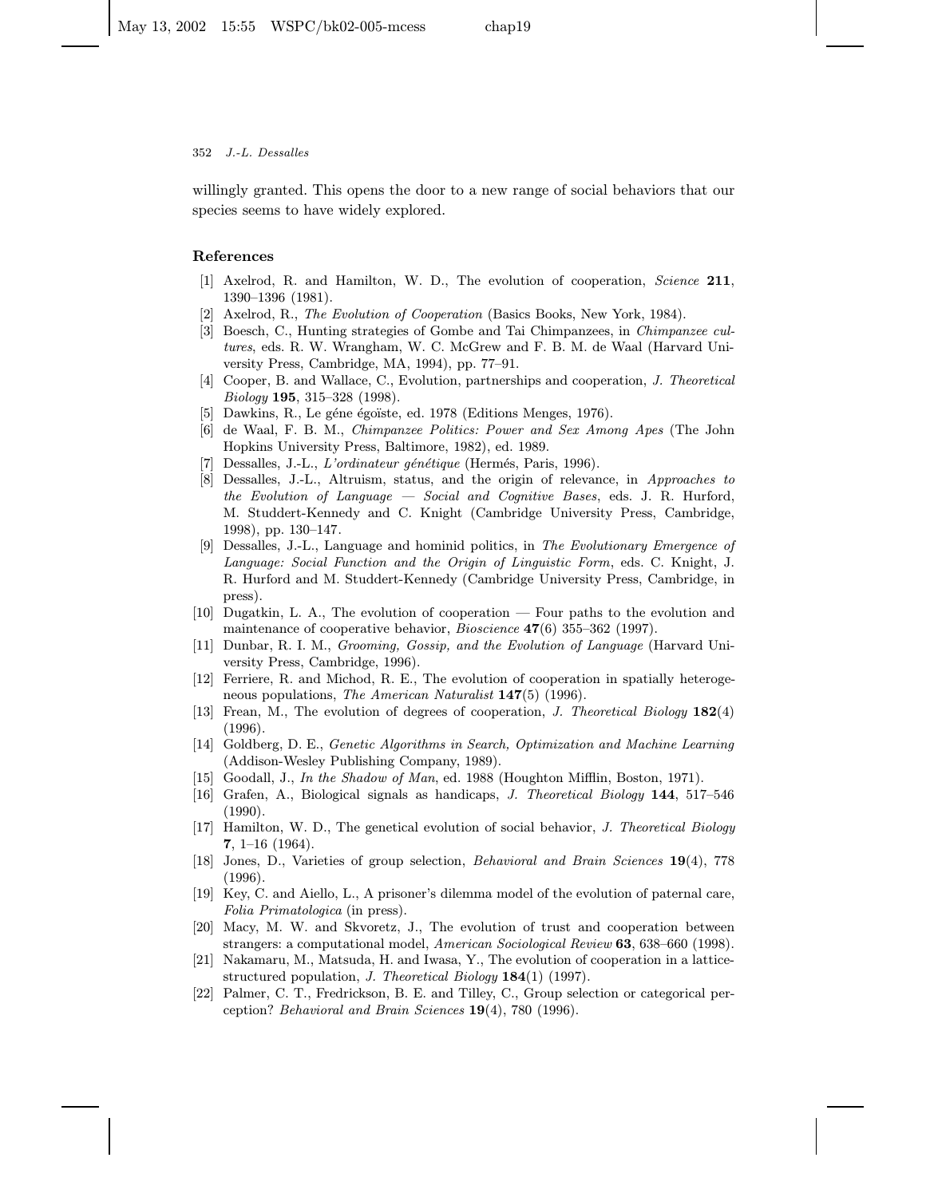willingly granted. This opens the door to a new range of social behaviors that our species seems to have widely explored.

## References

[1] Axelrod, R. and Hamilton, W. D., The evolution of cooperation, *Science* **211**, 1390–1396 (1981).

[2] Axelrod, R., *The Evolution of Cooperation* (Basics Books, New York, 1984).

[3] Boesch, C., Hunting strategies of Gombe and Tai Chimpanzees, in *Chimpanzee cultures*, eds. R. W. Wrangham, W. C. McGrew and F. B. M. de Waal (Harvard University Press, Cambridge, MA, 1994), pp. 77–91.

[4] Cooper, B. and Wallace, C., Evolution, partnerships and cooperation, *J. Theoretical Biology* **195**, 315–328 (1998).

[5] Dawkins, R., Le géne égoïste, ed. 1978 (Editions Menges, 1976).

[6] de Waal, F. B. M., *Chimpanzee Politics: Power and Sex Among Apes* (The John Hopkins University Press, Baltimore, 1982), ed. 1989.

[7] Dessalles, J.-L., *L'ordinateur génétique* (Hermés, Paris, 1996).

[8] Dessalles, J.-L., Altruism, status, and the origin of relevance, in *Approaches to the Evolution of Language — Social and Cognitive Bases*, eds. J. R. Hurford, M. Studdert-Kennedy and C. Knight (Cambridge University Press, Cambridge, 1998), pp. 130–147.

[9] Dessalles, J.-L., Language and hominid politics, in *The Evolutionary Emergence of Language: Social Function and the Origin of Linguistic Form*, eds. C. Knight, J. R. Hurford and M. Studdert-Kennedy (Cambridge University Press, Cambridge, in press).

[10] Dugatkin, L. A., The evolution of cooperation — Four paths to the evolution and maintenance of cooperative behavior, *Bioscience* **47**(6) 355–362 (1997).

[11] Dunbar, R. I. M., *Grooming, Gossip, and the Evolution of Language* (Harvard University Press, Cambridge, 1996).

[12] Ferriere, R. and Michod, R. E., The evolution of cooperation in spatially heterogeneous populations, *The American Naturalist* **147**(5) (1996).

[13] Frean, M., The evolution of degrees of cooperation, *J. Theoretical Biology* **182**(4) (1996).

[14] Goldberg, D. E., *Genetic Algorithms in Search, Optimization and Machine Learning* (Addison-Wesley Publishing Company, 1989).

[15] Goodall, J., *In the Shadow of Man*, ed. 1988 (Houghton Mifflin, Boston, 1971).

[16] Grafen, A., Biological signals as handicaps, *J. Theoretical Biology* **144**, 517–546 (1990).

[17] Hamilton, W. D., The genetical evolution of social behavior, *J. Theoretical Biology* **7**, 1–16 (1964).

[18] Jones, D., Varieties of group selection, *Behavioral and Brain Sciences* **19**(4), 778 (1996).

[19] Key, C. and Aiello, L., A prisoner's dilemma model of the evolution of paternal care, *Folia Primatologica* (in press).

[20] Macy, M. W. and Skvoretz, J., The evolution of trust and cooperation between strangers: a computational model, *American Sociological Review* **63**, 638–660 (1998).

[21] Nakamaru, M., Matsuda, H. and Iwasa, Y., The evolution of cooperation in a lattice-structured population, *J. Theoretical Biology* **184**(1) (1997).

[22] Palmer, C. T., Fredrickson, B. E. and Tilley, C., Group selection or categorical perception? *Behavioral and Brain Sciences* **19**(4), 780 (1996).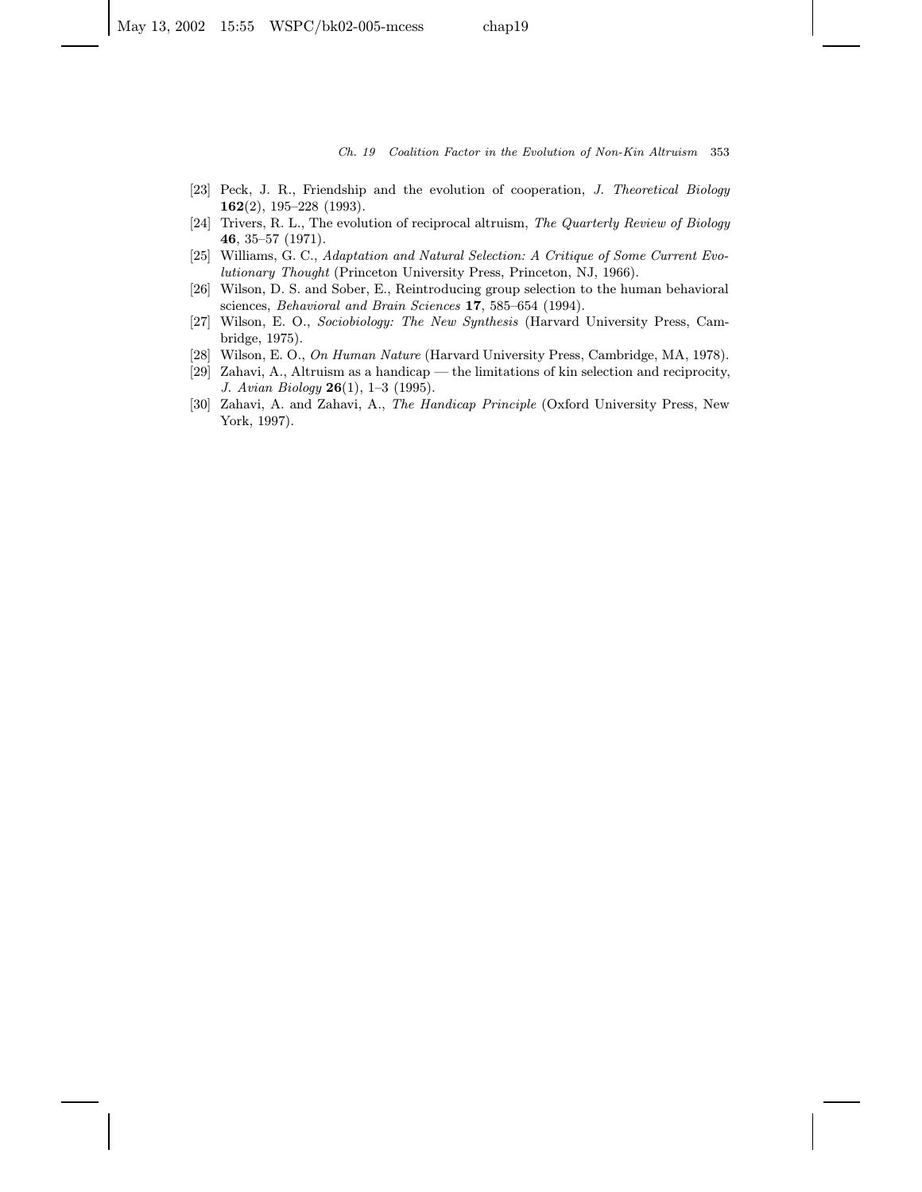[23] Peck, J. R., Friendship and the evolution of cooperation, *J. Theoretical Biology* **162**(2), 195–228 (1993).

[24] Trivers, R. L., The evolution of reciprocal altruism, *The Quarterly Review of Biology* **46**, 35–57 (1971).

[25] Williams, G. C., *Adaptation and Natural Selection: A Critique of Some Current Evolutionary Thought* (Princeton University Press, Princeton, NJ, 1966).

[26] Wilson, D. S. and Sober, E., Reintroducing group selection to the human behavioral sciences, *Behavioral and Brain Sciences* **17**, 585–654 (1994).

[27] Wilson, E. O., *Sociobiology: The New Synthesis* (Harvard University Press, Cambridge, 1975).

[28] Wilson, E. O., *On Human Nature* (Harvard University Press, Cambridge, MA, 1978).

[29] Zahavi, A., Altruism as a handicap — the limitations of kin selection and reciprocity, *J. Avian Biology* **26**(1), 1–3 (1995).

[30] Zahavi, A. and Zahavi, A., *The Handicap Principle* (Oxford University Press, New York, 1997).